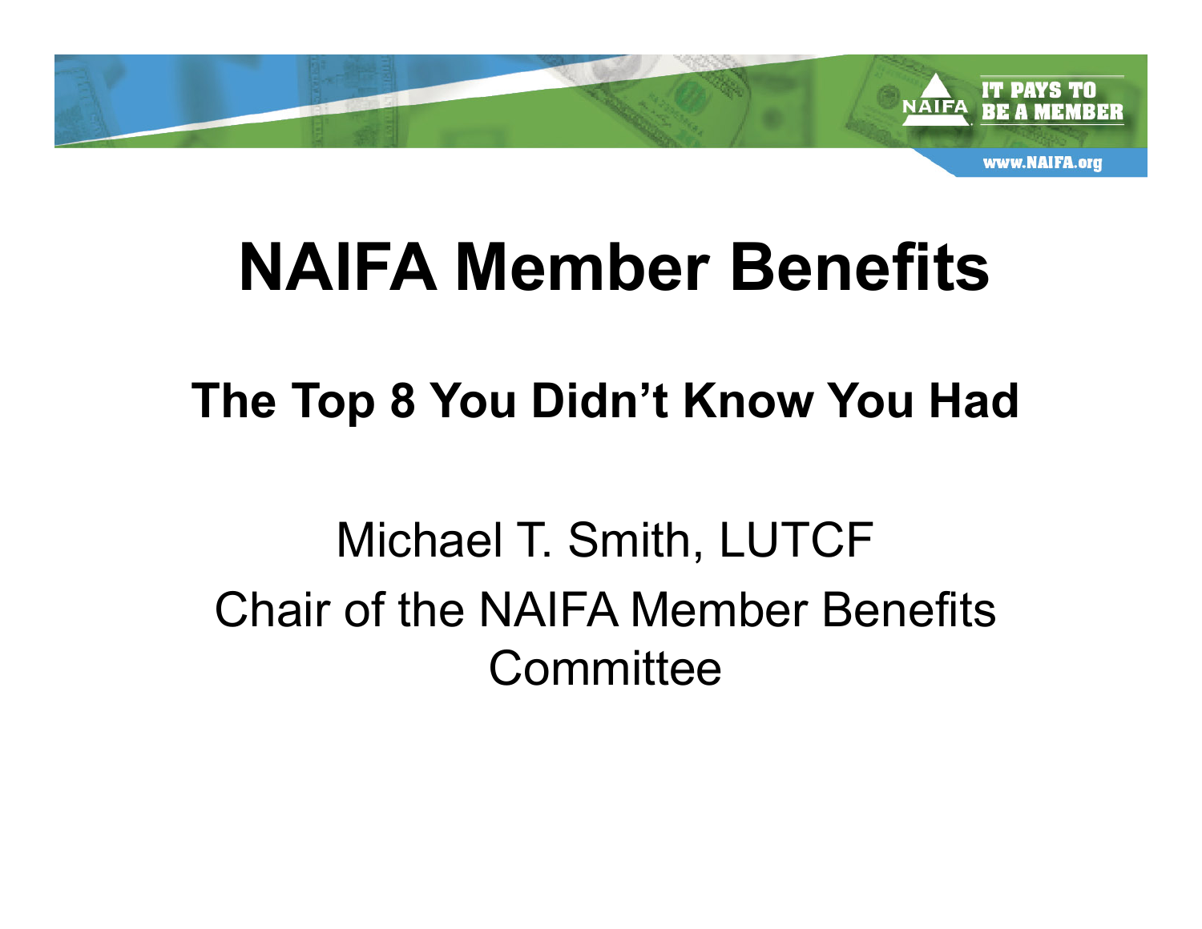# NAIFA Member Benefits

## The Top 8 You Didn't Know You Had

Michael T. Smith, LUTCF
Chair of the NAIFA Member Benefits Committee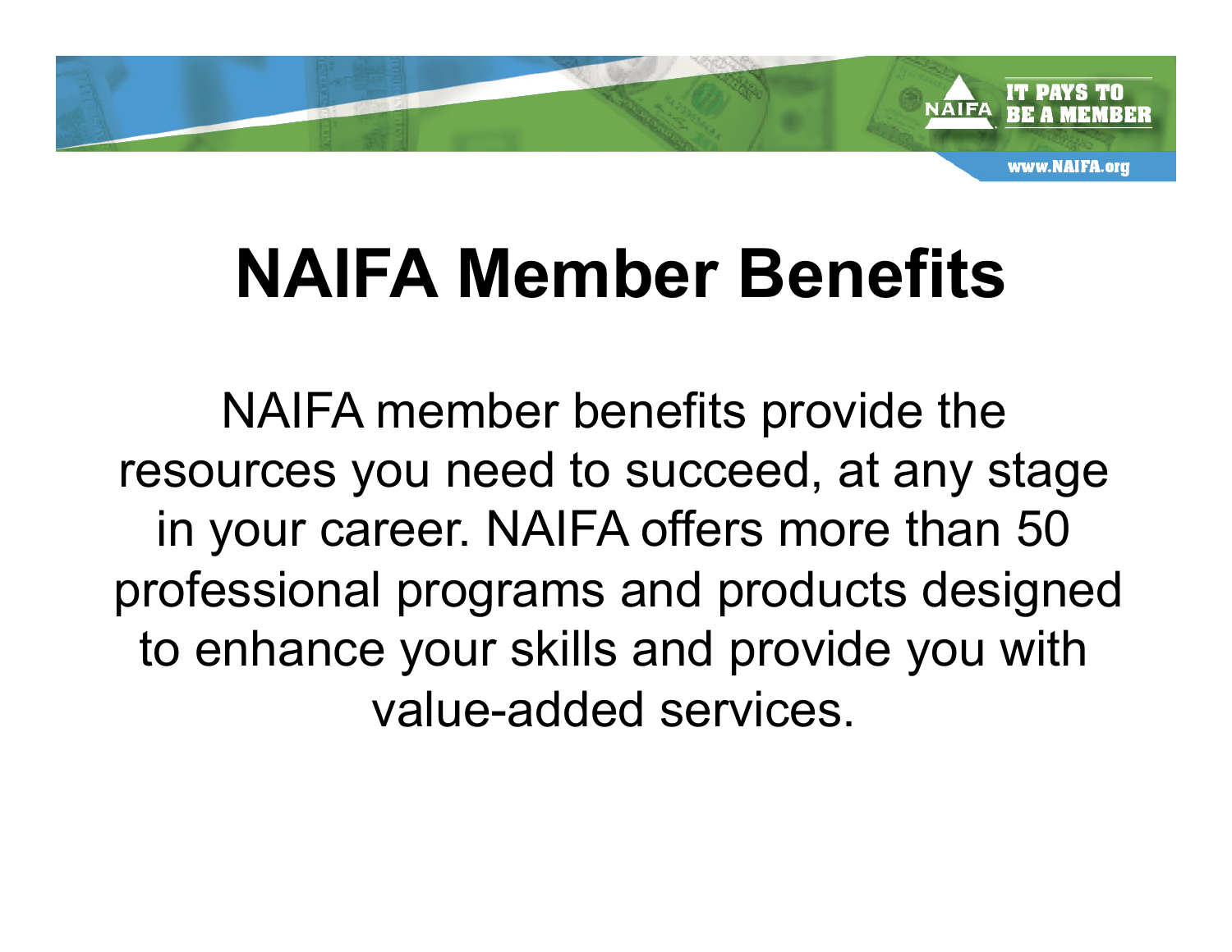# NAIFA Member Benefits

NAIFA member benefits provide the resources you need to succeed, at any stage in your career. NAIFA offers more than 50 professional programs and products designed to enhance your skills and provide you with value-added services.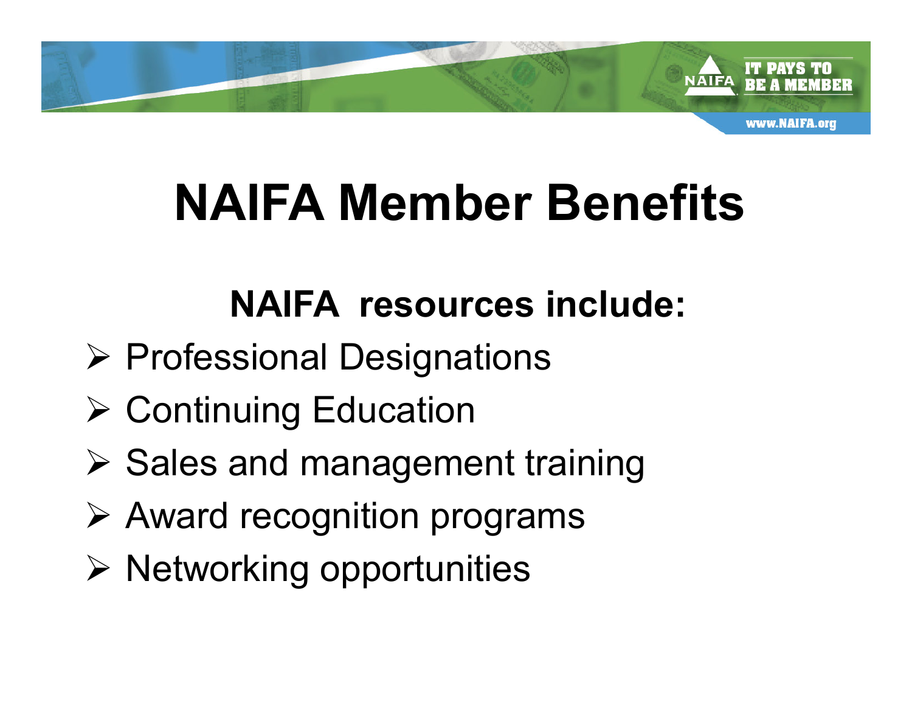# NAIFA Member Benefits

**NAIFA resources include:**

- Professional Designations
- Continuing Education
- Sales and management training
- Award recognition programs
- Networking opportunities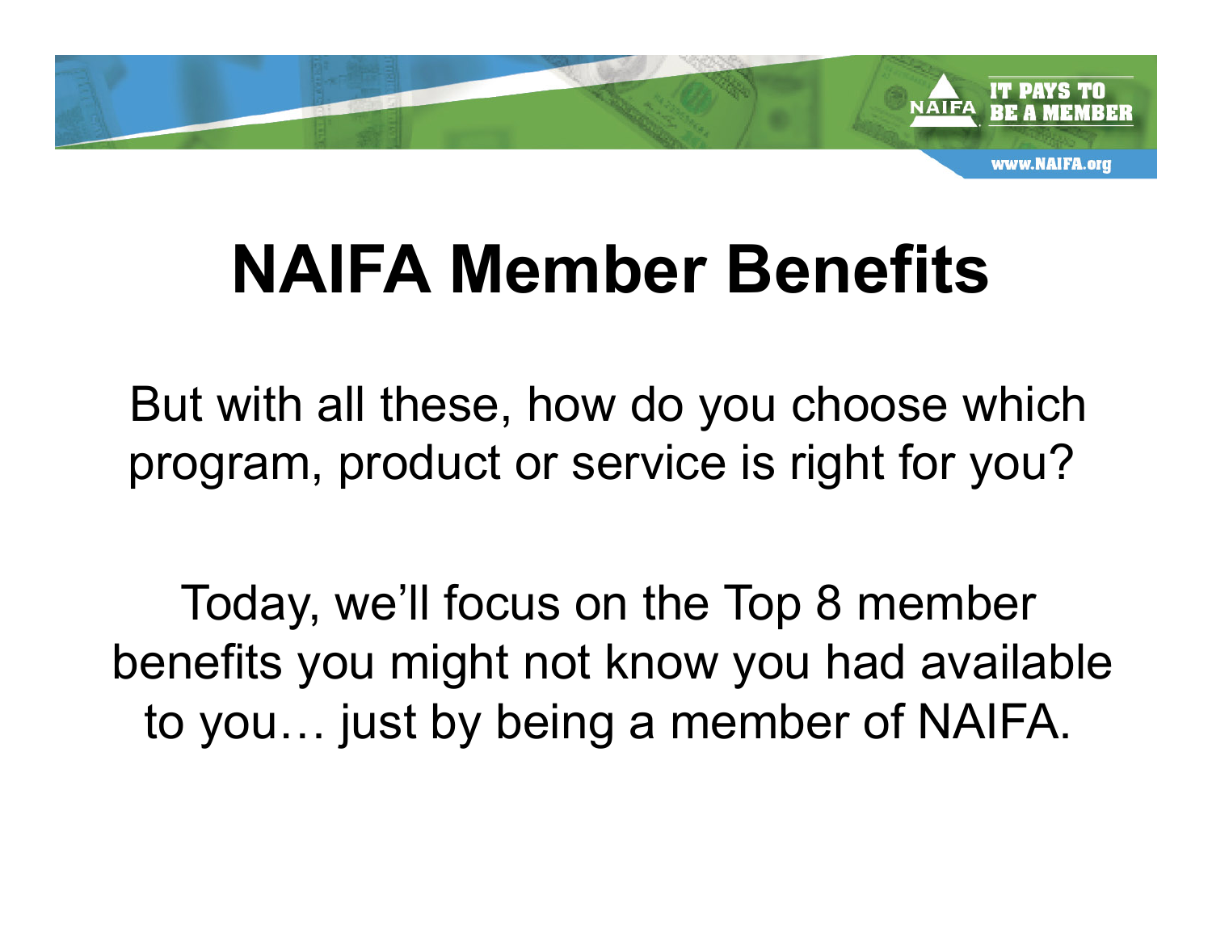# NAIFA Member Benefits

But with all these, how do you choose which program, product or service is right for you?

Today, we'll focus on the Top 8 member benefits you might not know you had available to you… just by being a member of NAIFA.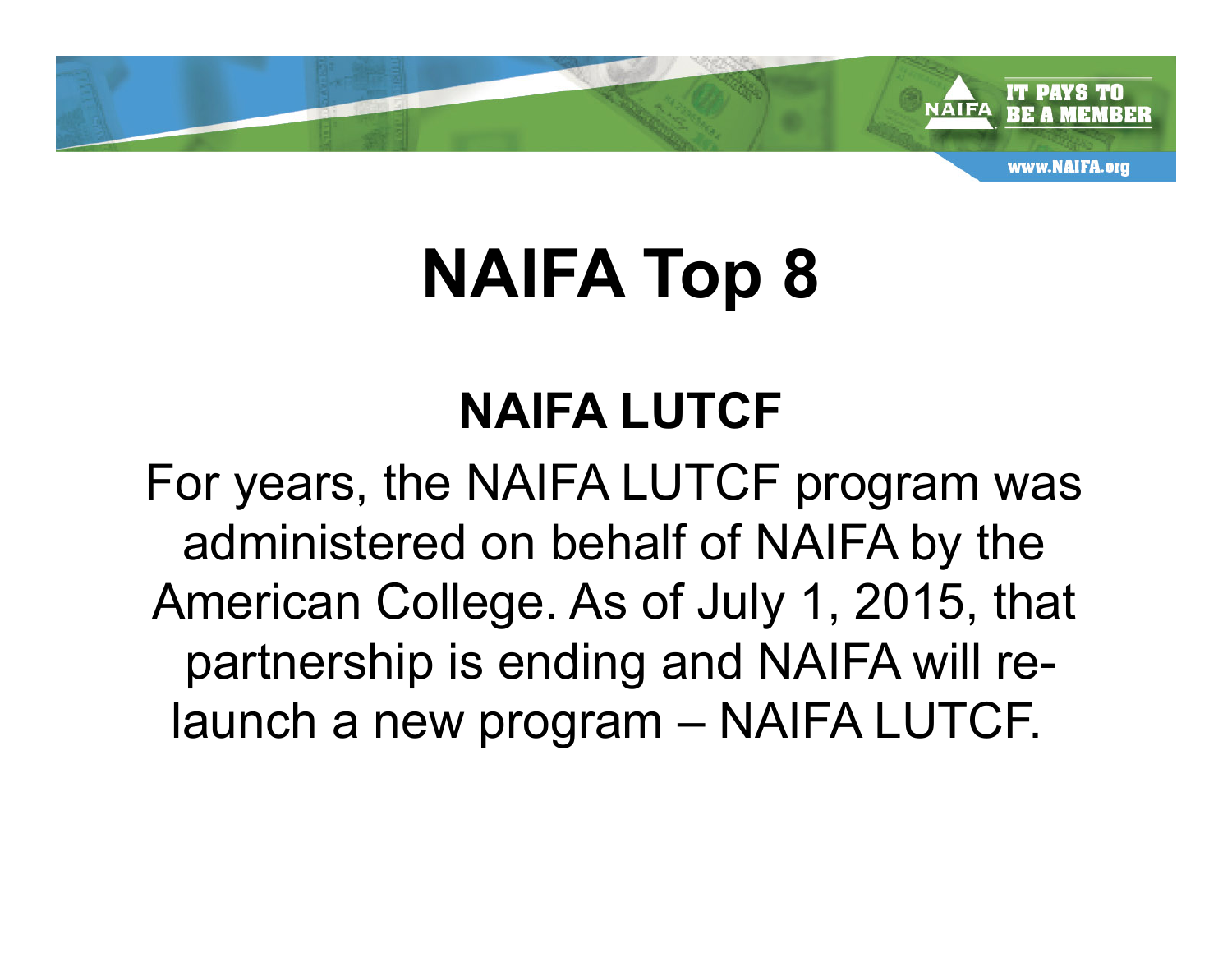# NAIFA Top 8

## NAIFA LUTCF

For years, the NAIFA LUTCF program was administered on behalf of NAIFA by the American College. As of July 1, 2015, that partnership is ending and NAIFA will re-launch a new program – NAIFA LUTCF.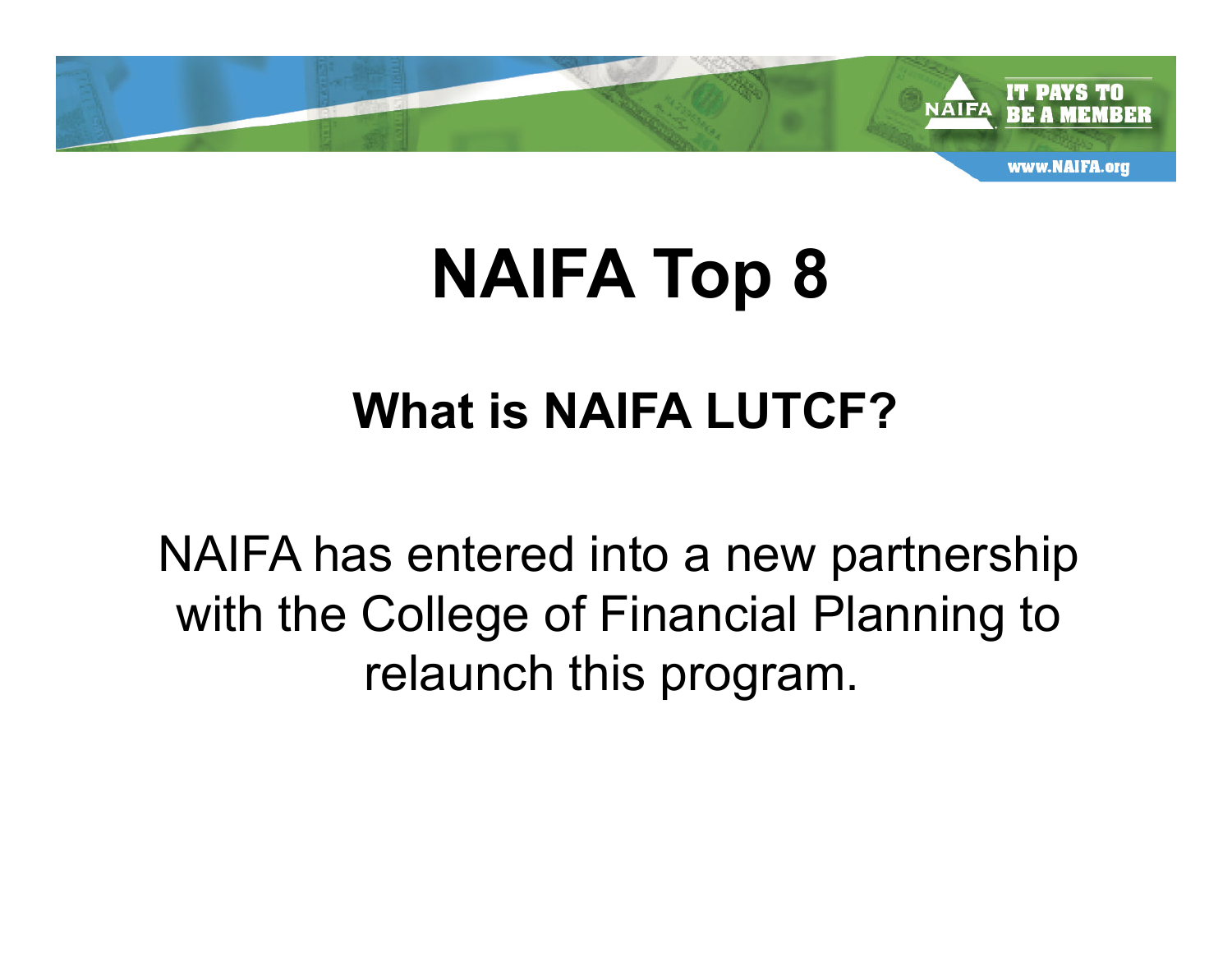# NAIFA Top 8

## What is NAIFA LUTCF?

NAIFA has entered into a new partnership with the College of Financial Planning to relaunch this program.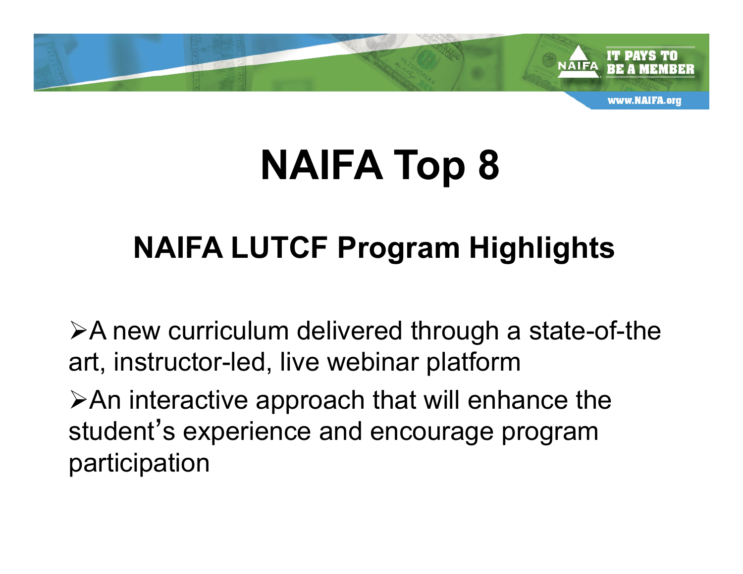# NAIFA Top 8

## NAIFA LUTCF Program Highlights

- A new curriculum delivered through a state-of-the art, instructor-led, live webinar platform
- An interactive approach that will enhance the student's experience and encourage program participation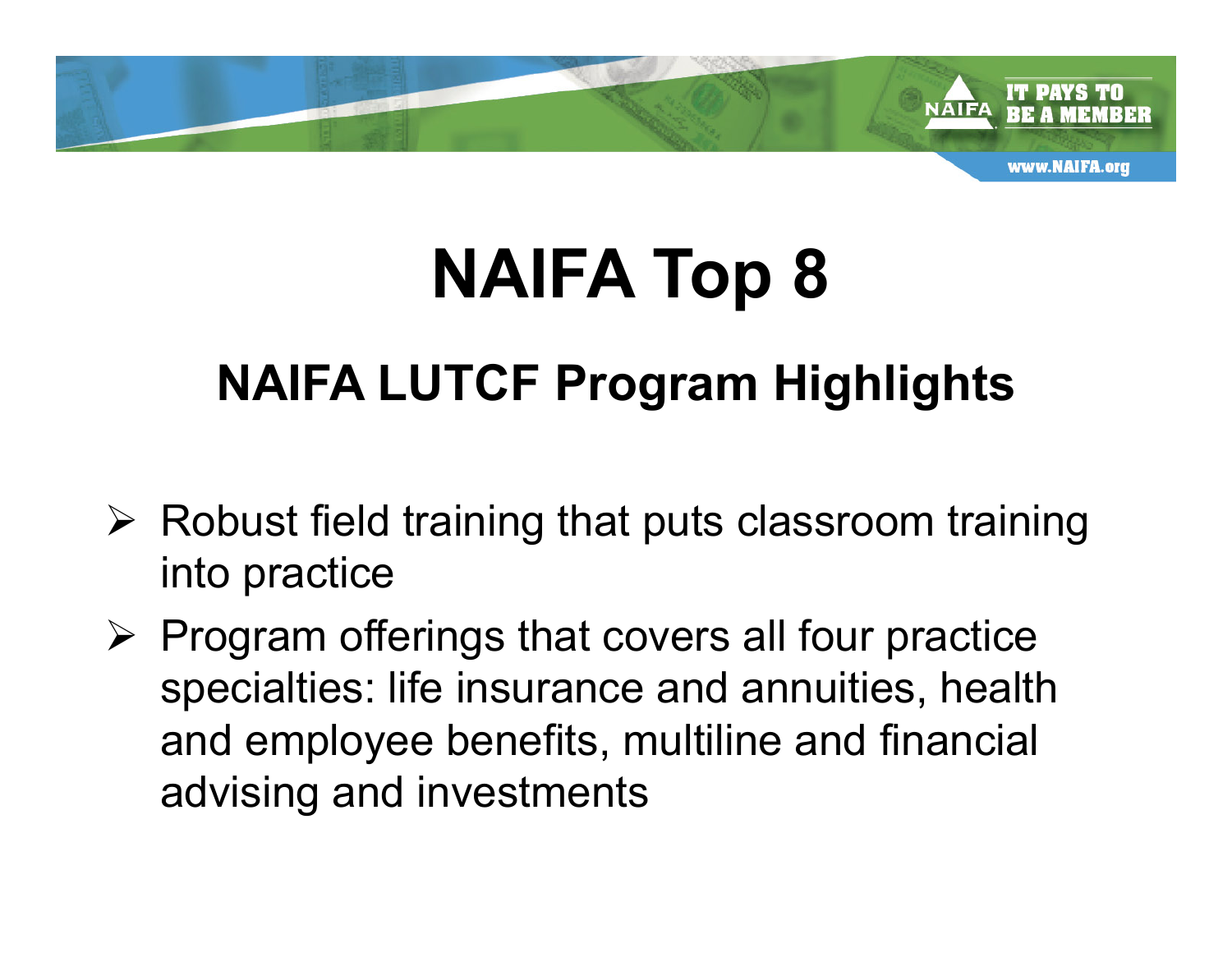# NAIFA Top 8

## NAIFA LUTCF Program Highlights

- Robust field training that puts classroom training into practice
- Program offerings that covers all four practice specialties: life insurance and annuities, health and employee benefits, multiline and financial advising and investments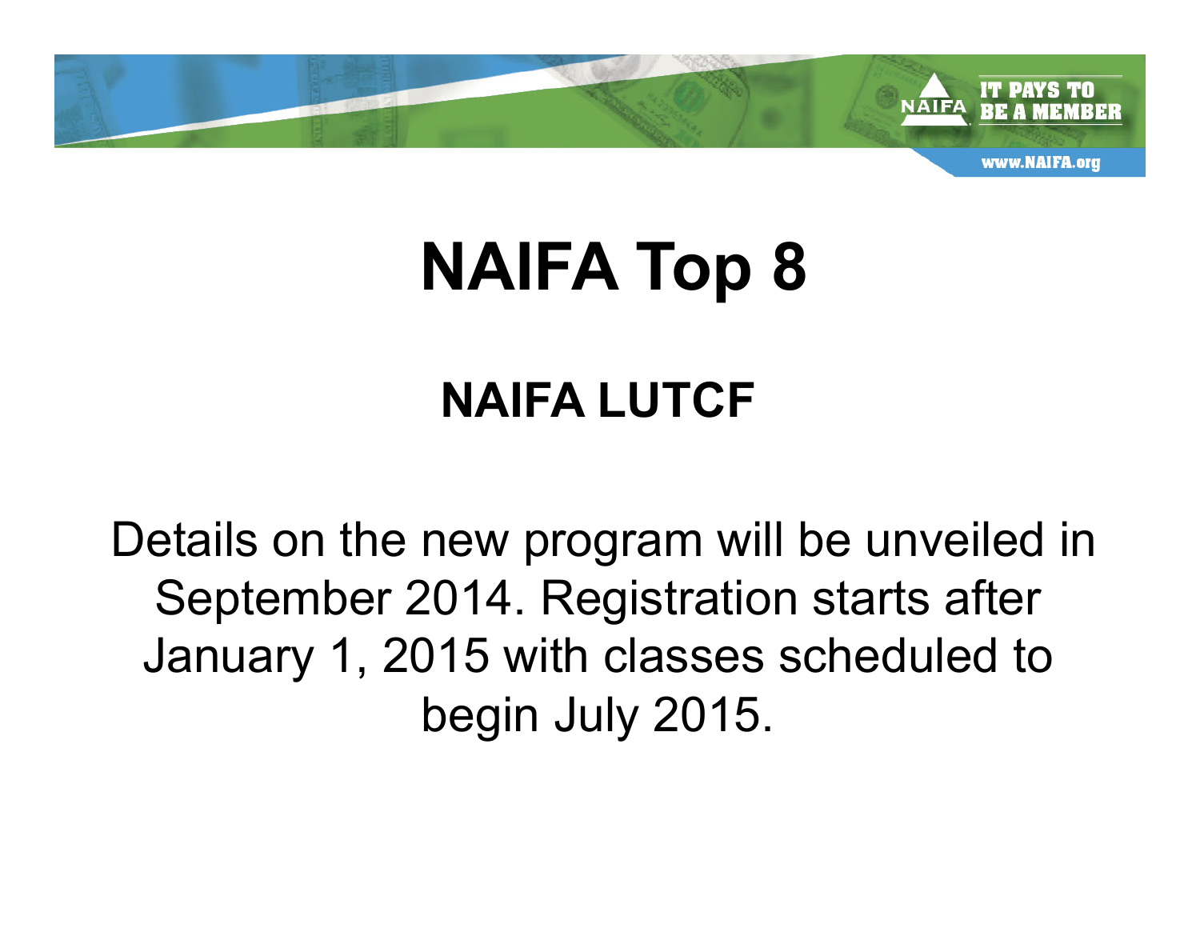# NAIFA Top 8

## NAIFA LUTCF

Details on the new program will be unveiled in September 2014. Registration starts after January 1, 2015 with classes scheduled to begin July 2015.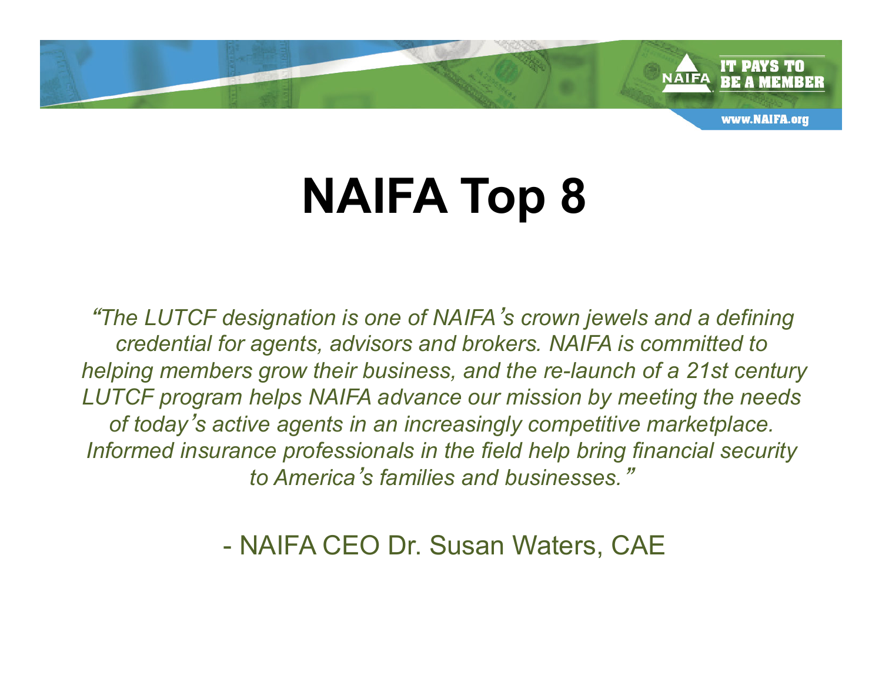# NAIFA Top 8

*"The LUTCF designation is one of NAIFA's crown jewels and a defining credential for agents, advisors and brokers. NAIFA is committed to helping members grow their business, and the re-launch of a 21st century LUTCF program helps NAIFA advance our mission by meeting the needs of today's active agents in an increasingly competitive marketplace. Informed insurance professionals in the field help bring financial security to America's families and businesses."*

- NAIFA CEO Dr. Susan Waters, CAE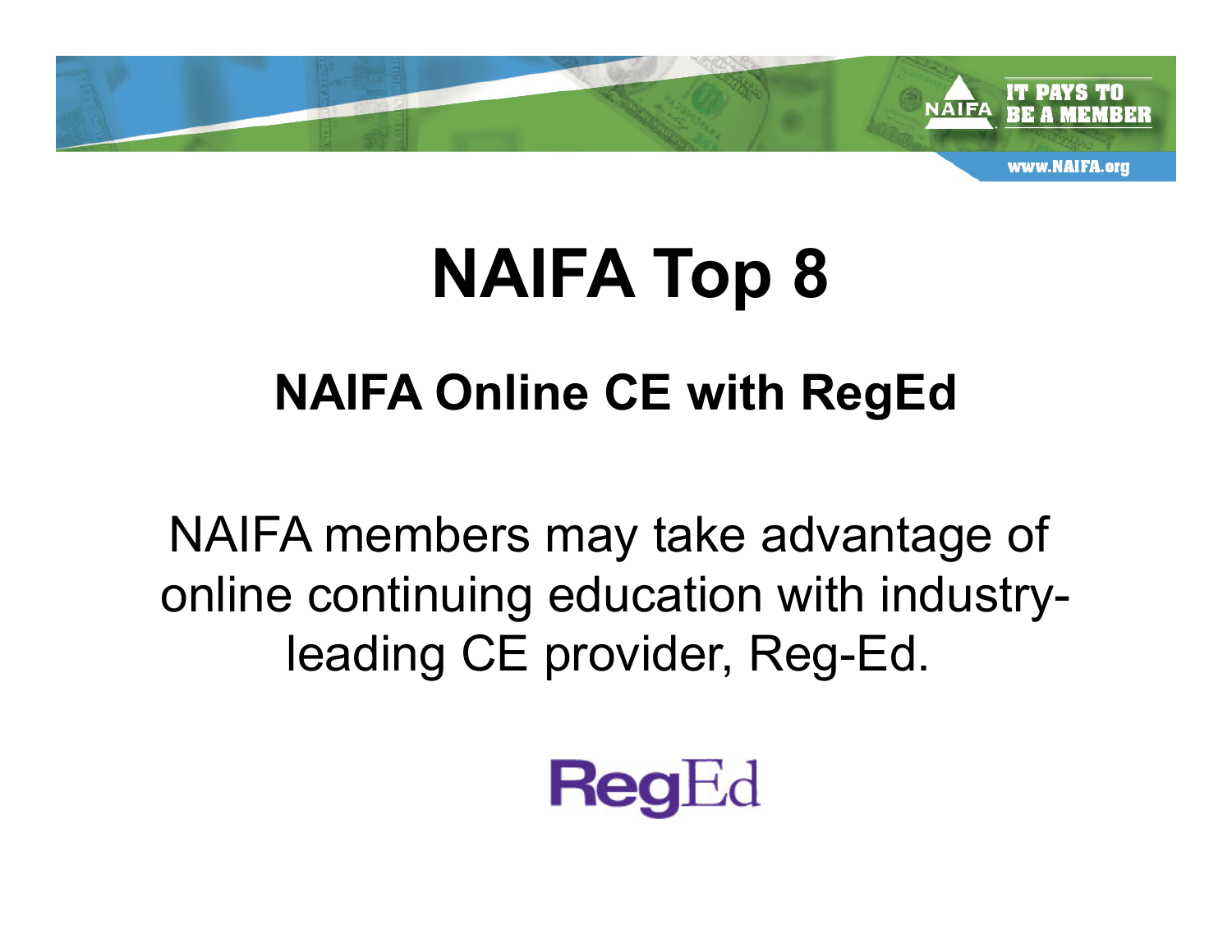# NAIFA Top 8

## NAIFA Online CE with RegEd

NAIFA members may take advantage of online continuing education with industry-leading CE provider, Reg-Ed.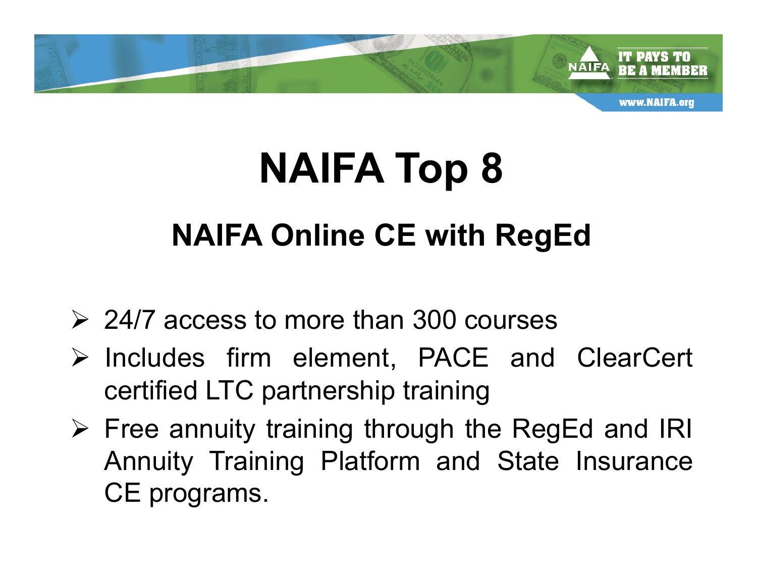# NAIFA Top 8

## NAIFA Online CE with RegEd

- 24/7 access to more than 300 courses
- Includes firm element, PACE and ClearCert certified LTC partnership training
- Free annuity training through the RegEd and IRI Annuity Training Platform and State Insurance CE programs.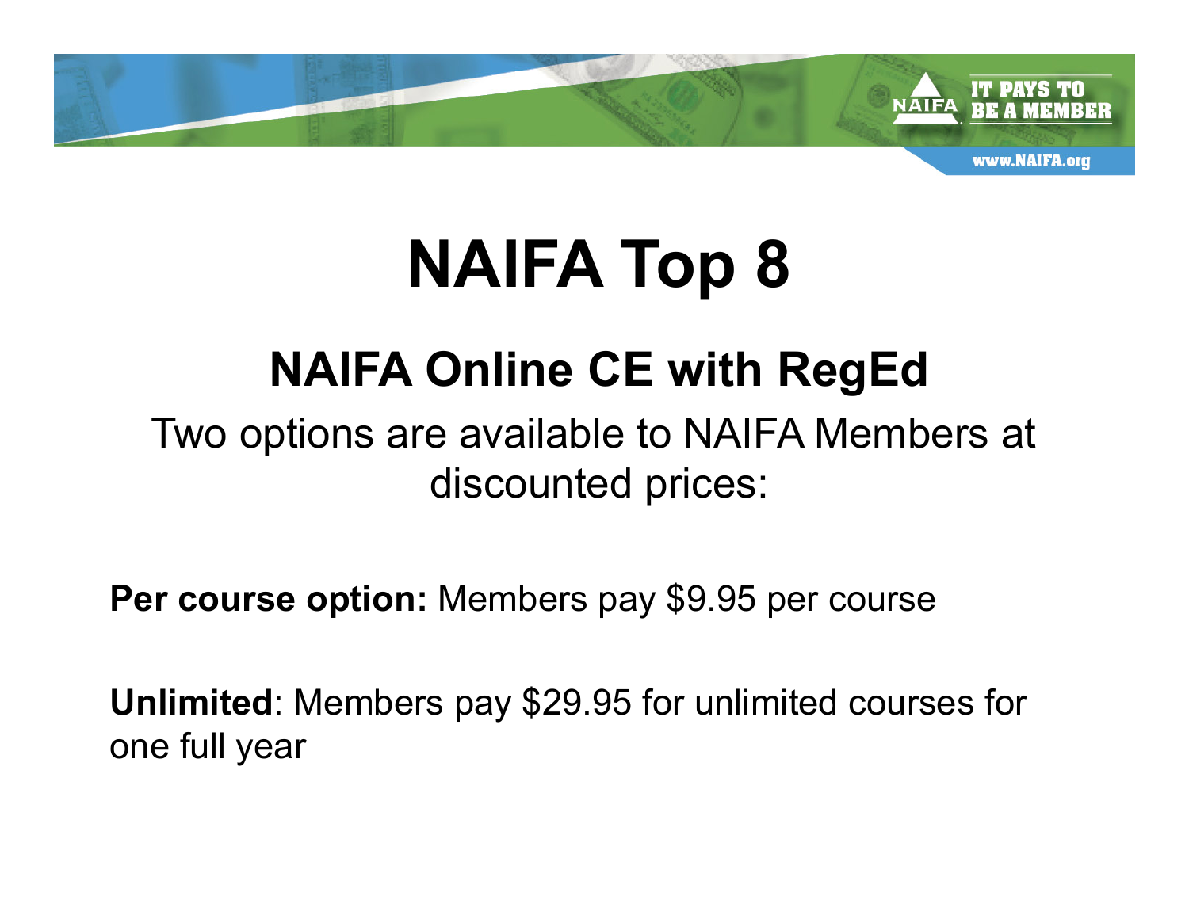# NAIFA Top 8

## NAIFA Online CE with RegEd

Two options are available to NAIFA Members at discounted prices:

**Per course option:** Members pay $9.95 per course

**Unlimited**: Members pay $29.95 for unlimited courses for one full year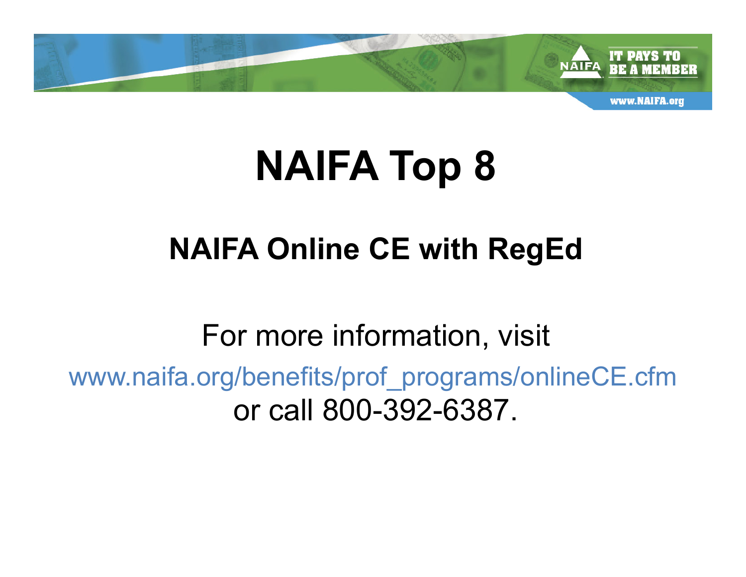# NAIFA Top 8

## NAIFA Online CE with RegEd

For more information, visit
www.naifa.org/benefits/prof_programs/onlineCE.cfm
or call 800-392-6387.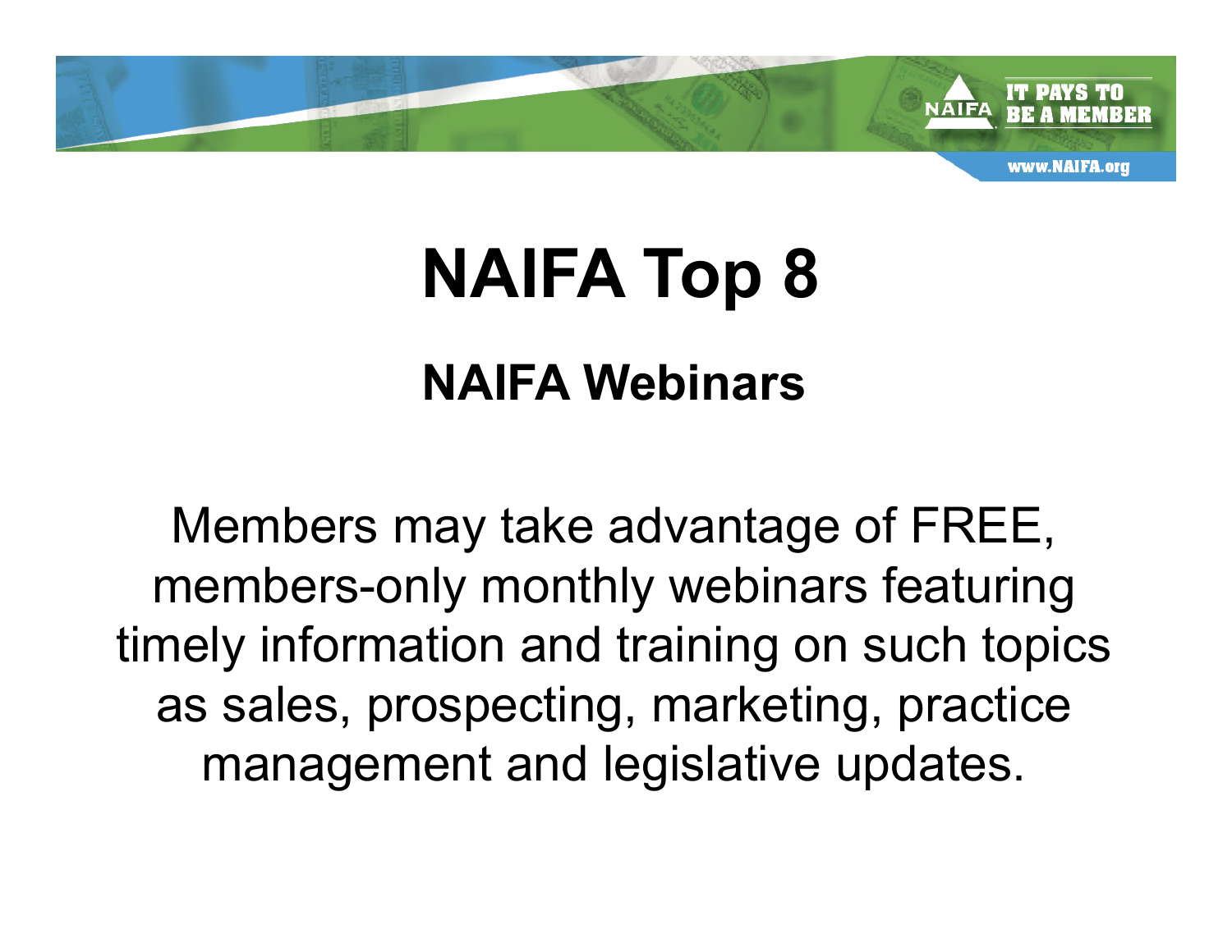# NAIFA Top 8

## NAIFA Webinars

Members may take advantage of FREE, members-only monthly webinars featuring timely information and training on such topics as sales, prospecting, marketing, practice management and legislative updates.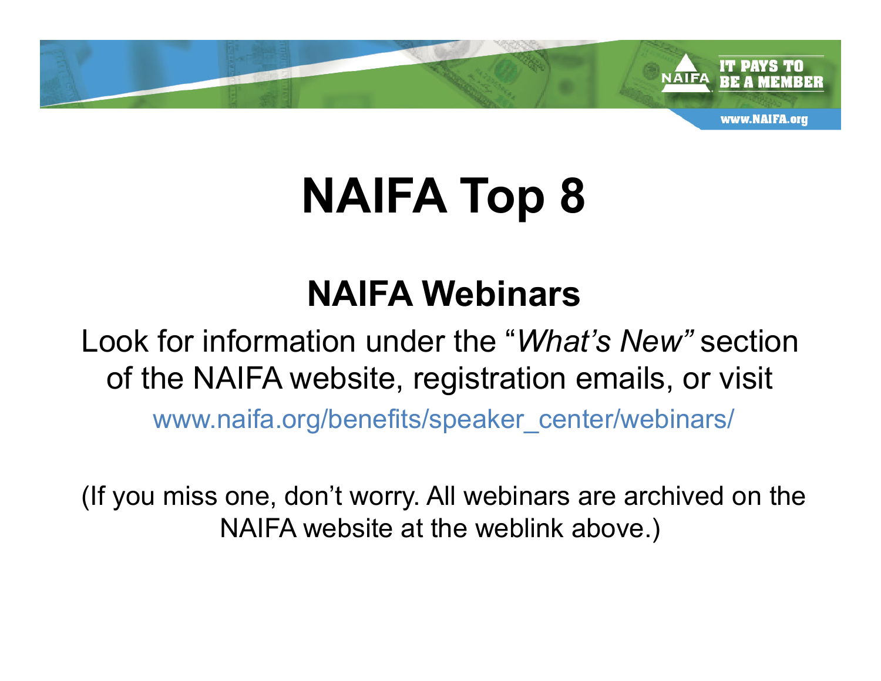# NAIFA Top 8

## NAIFA Webinars

Look for information under the "*What's New*" section of the NAIFA website, registration emails, or visit

www.naifa.org/benefits/speaker_center/webinars/

(If you miss one, don't worry. All webinars are archived on the NAIFA website at the weblink above.)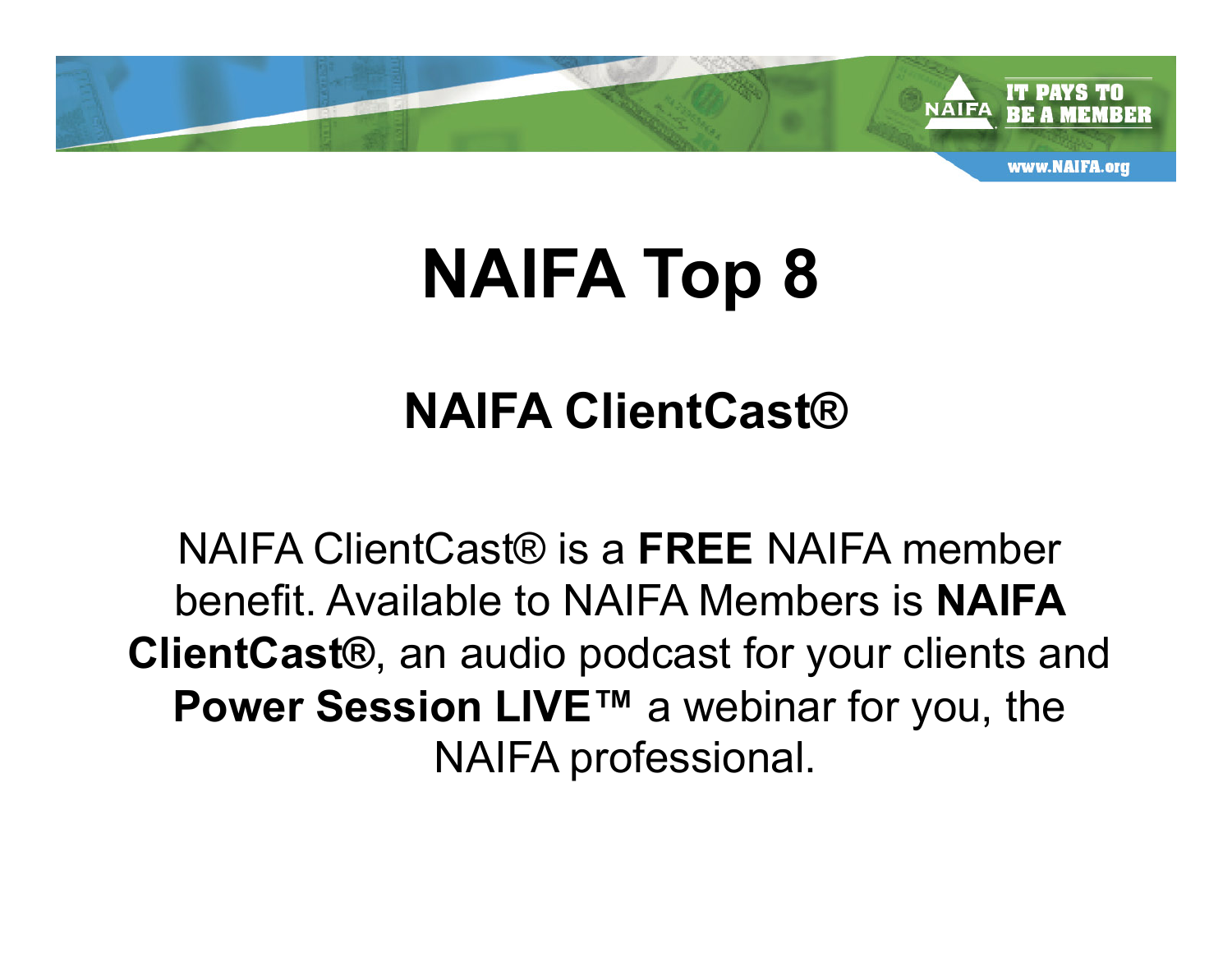# NAIFA Top 8

## NAIFA ClientCast®

NAIFA ClientCast® is a **FREE** NAIFA member benefit. Available to NAIFA Members is **NAIFA ClientCast®**, an audio podcast for your clients and **Power Session LIVE™** a webinar for you, the NAIFA professional.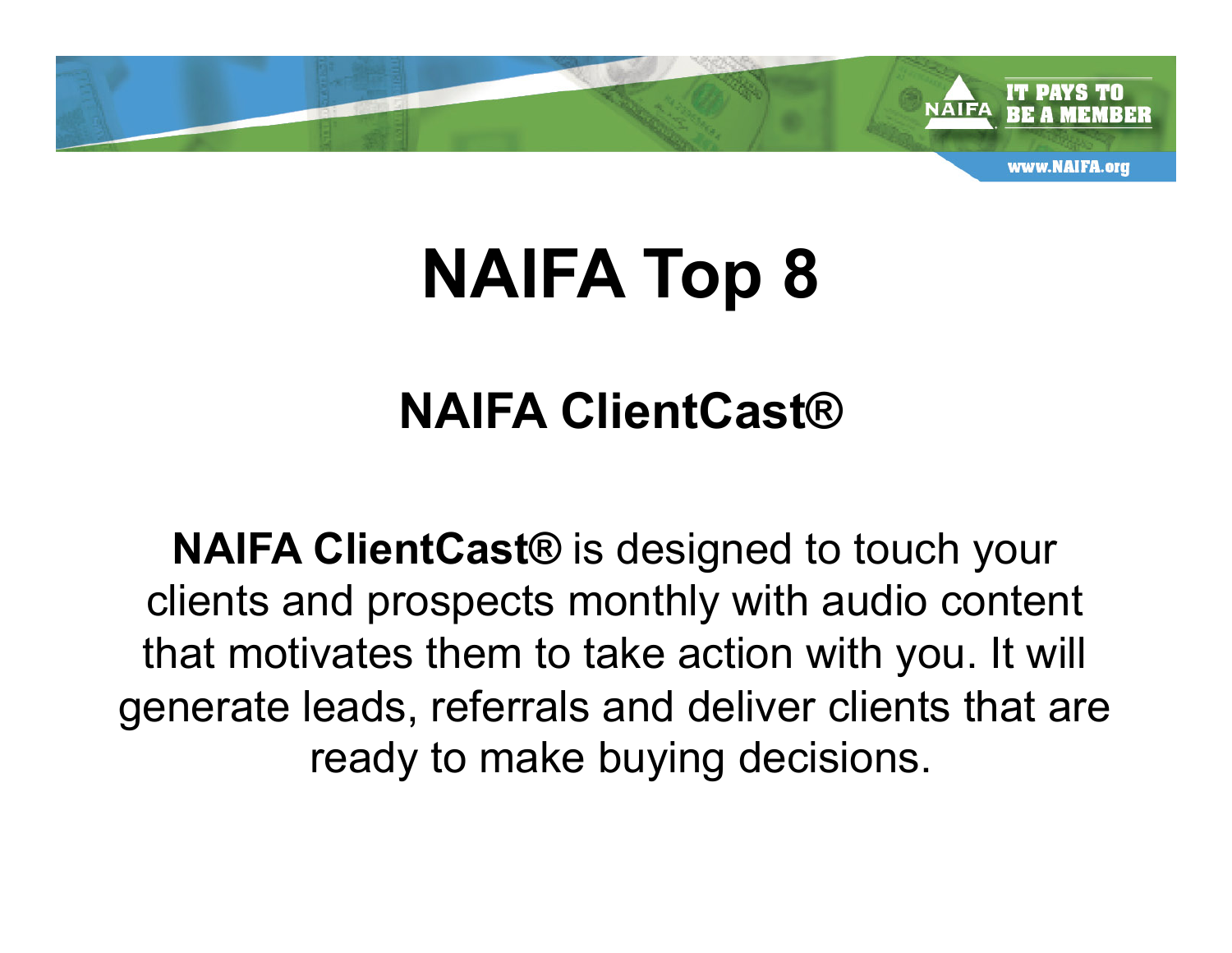# NAIFA Top 8

## NAIFA ClientCast®

**NAIFA ClientCast®** is designed to touch your clients and prospects monthly with audio content that motivates them to take action with you. It will generate leads, referrals and deliver clients that are ready to make buying decisions.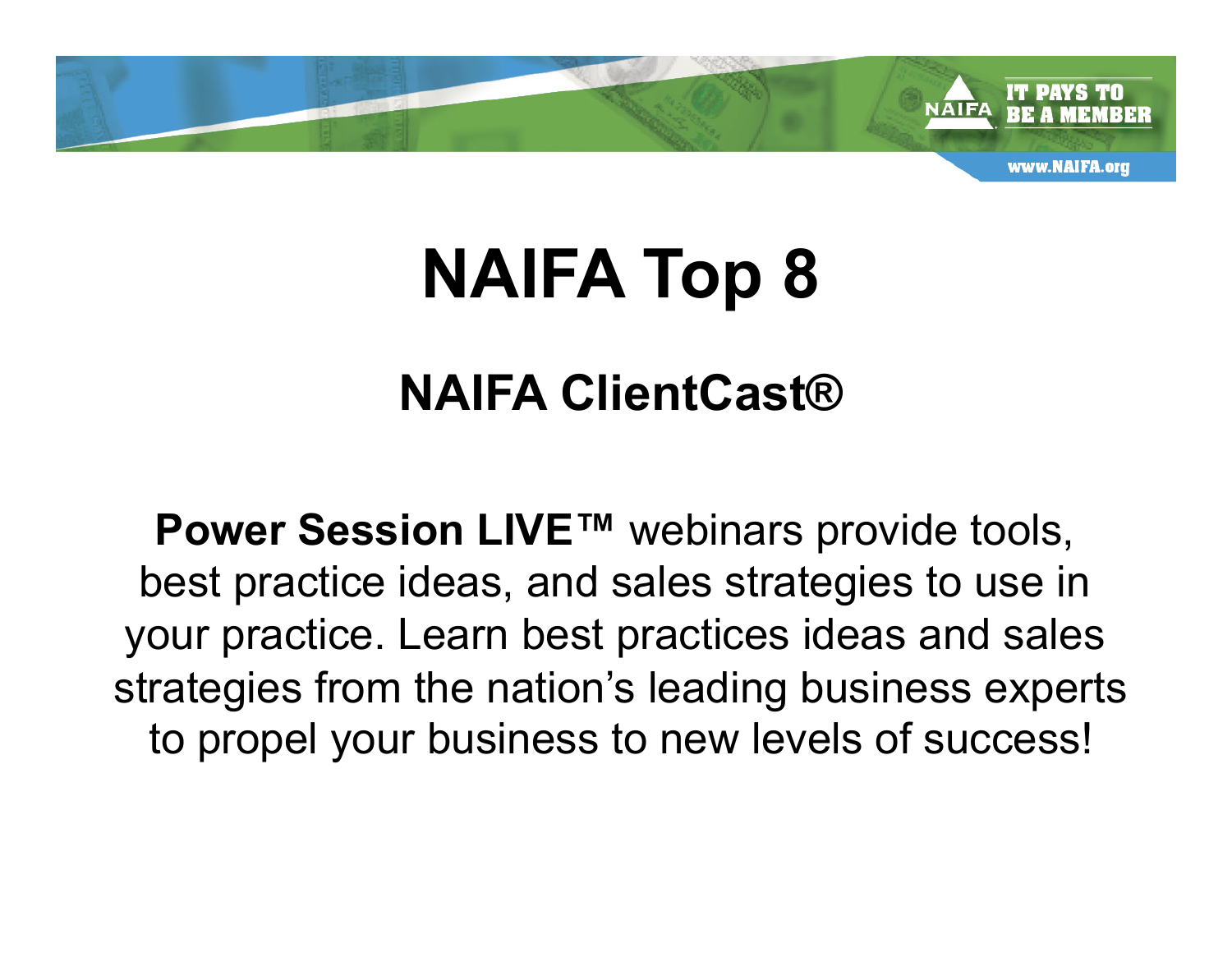# NAIFA Top 8

## NAIFA ClientCast®

**Power Session LIVE™** webinars provide tools, best practice ideas, and sales strategies to use in your practice. Learn best practices ideas and sales strategies from the nation's leading business experts to propel your business to new levels of success!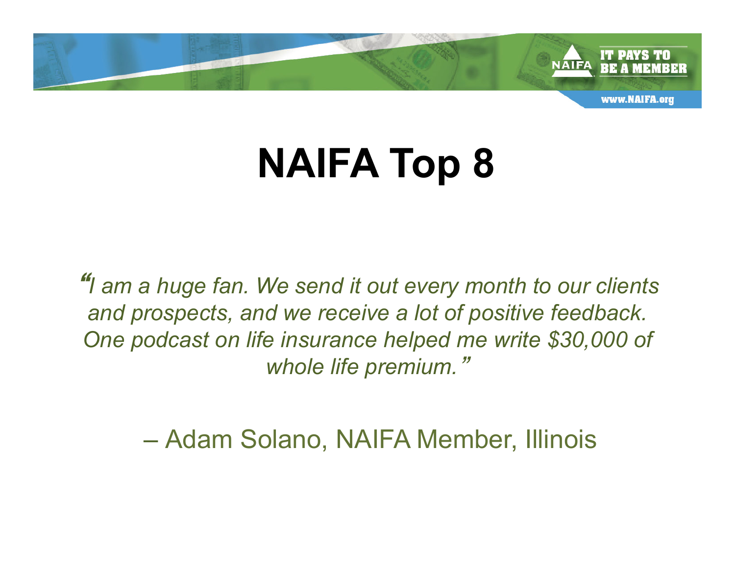# NAIFA Top 8

*"I am a huge fan. We send it out every month to our clients and prospects, and we receive a lot of positive feedback. One podcast on life insurance helped me write $30,000 of whole life premium."*

– Adam Solano, NAIFA Member, Illinois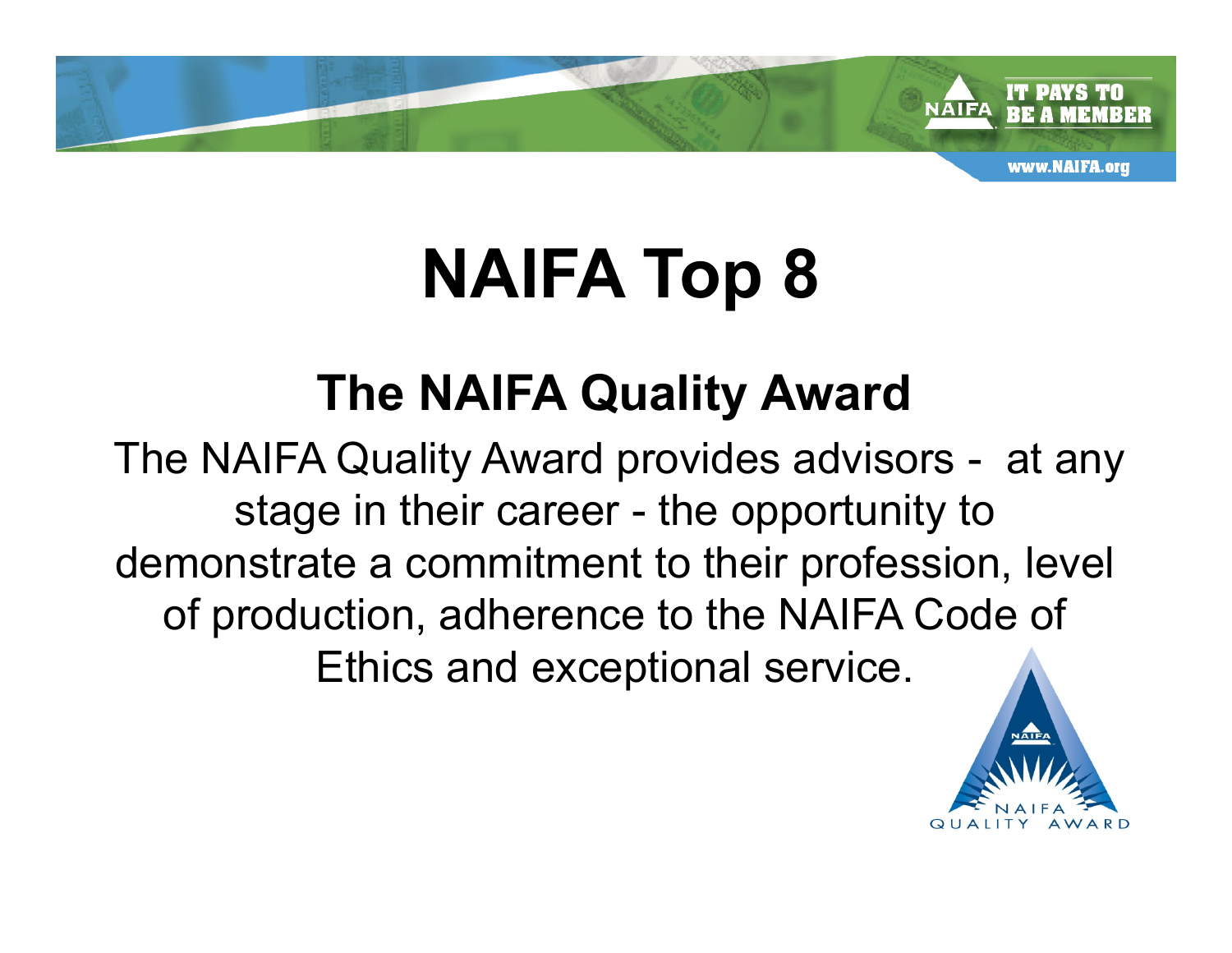# NAIFA Top 8

## The NAIFA Quality Award

The NAIFA Quality Award provides advisors - at any stage in their career - the opportunity to demonstrate a commitment to their profession, level of production, adherence to the NAIFA Code of Ethics and exceptional service.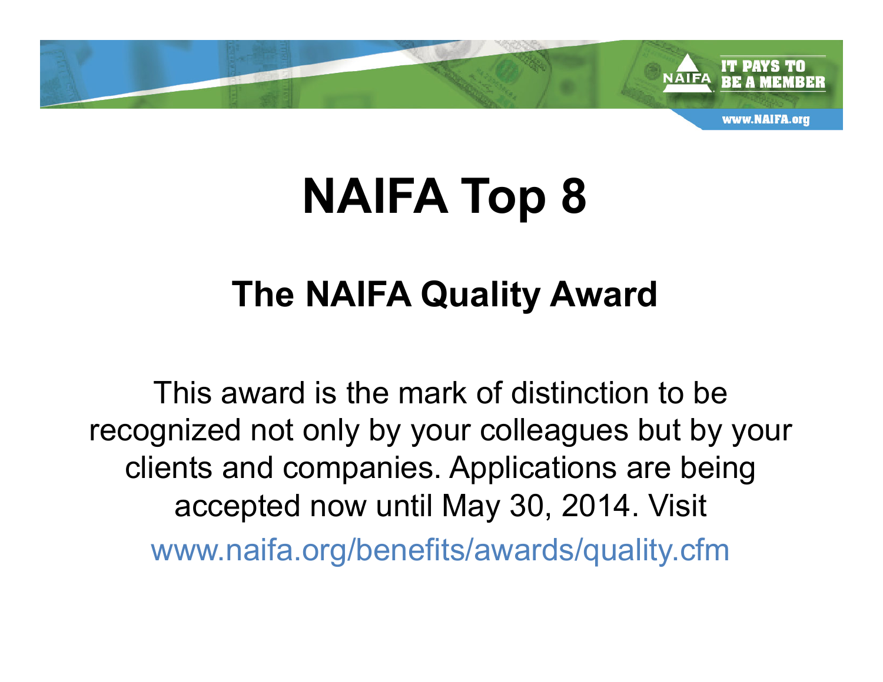# NAIFA Top 8

## The NAIFA Quality Award

This award is the mark of distinction to be recognized not only by your colleagues but by your clients and companies. Applications are being accepted now until May 30, 2014. Visit www.naifa.org/benefits/awards/quality.cfm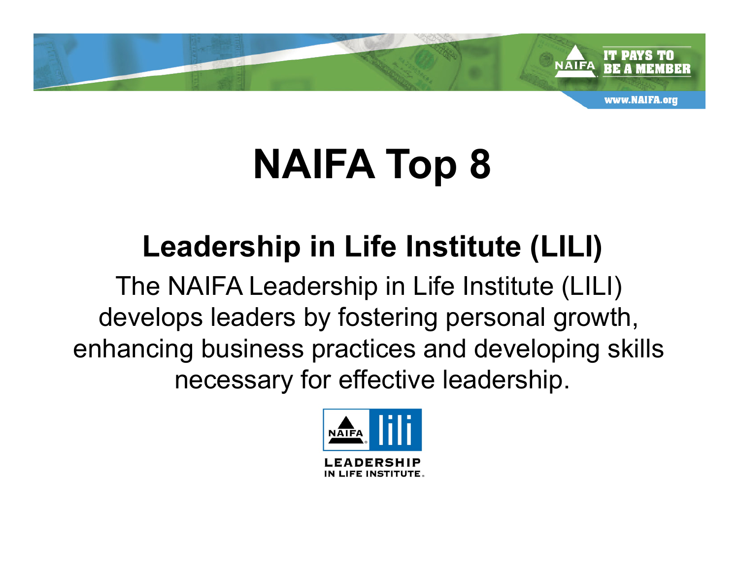# NAIFA Top 8

## Leadership in Life Institute (LILI)

The NAIFA Leadership in Life Institute (LILI) develops leaders by fostering personal growth, enhancing business practices and developing skills necessary for effective leadership.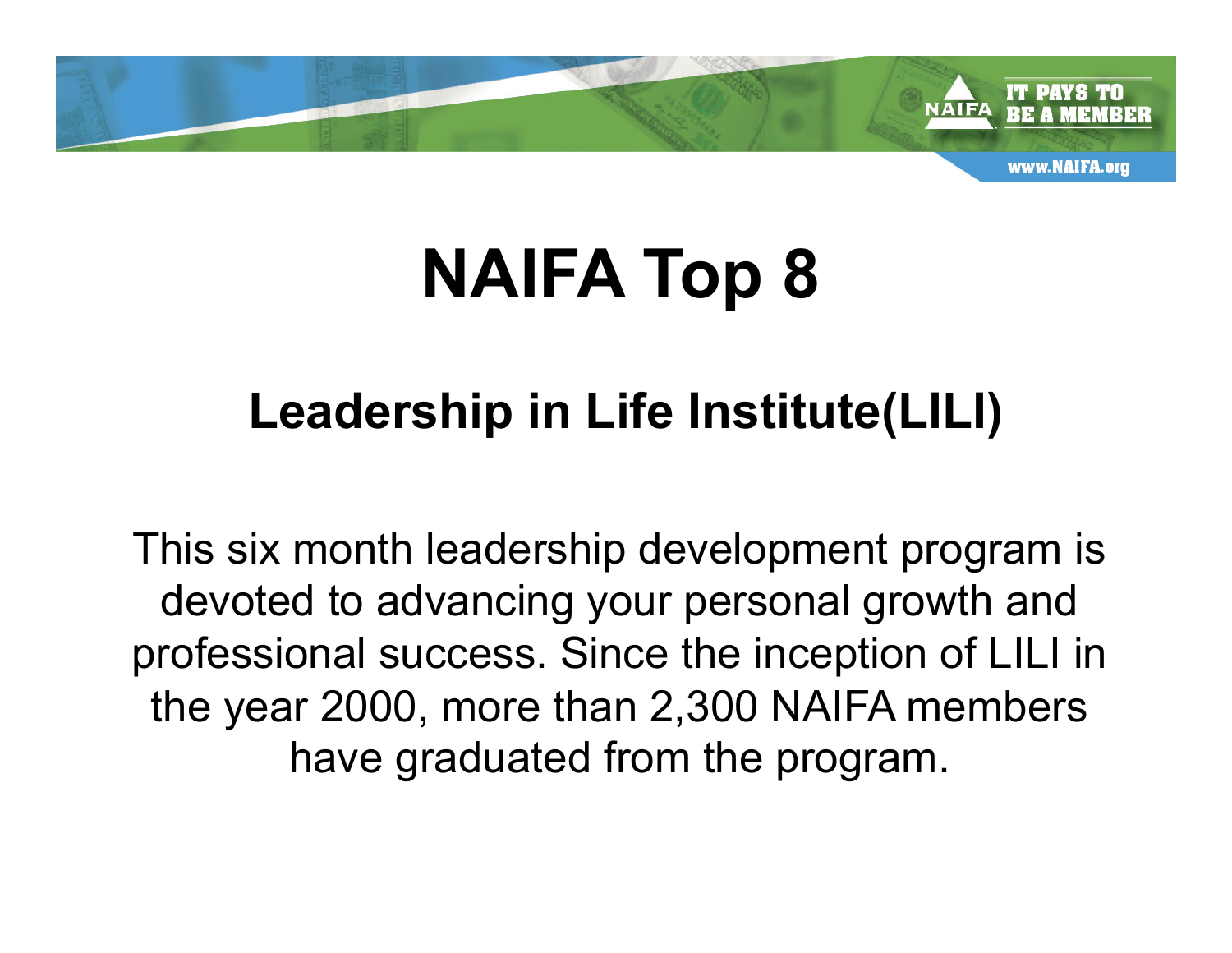# NAIFA Top 8

## Leadership in Life Institute(LILI)

This six month leadership development program is devoted to advancing your personal growth and professional success. Since the inception of LILI in the year 2000, more than 2,300 NAIFA members have graduated from the program.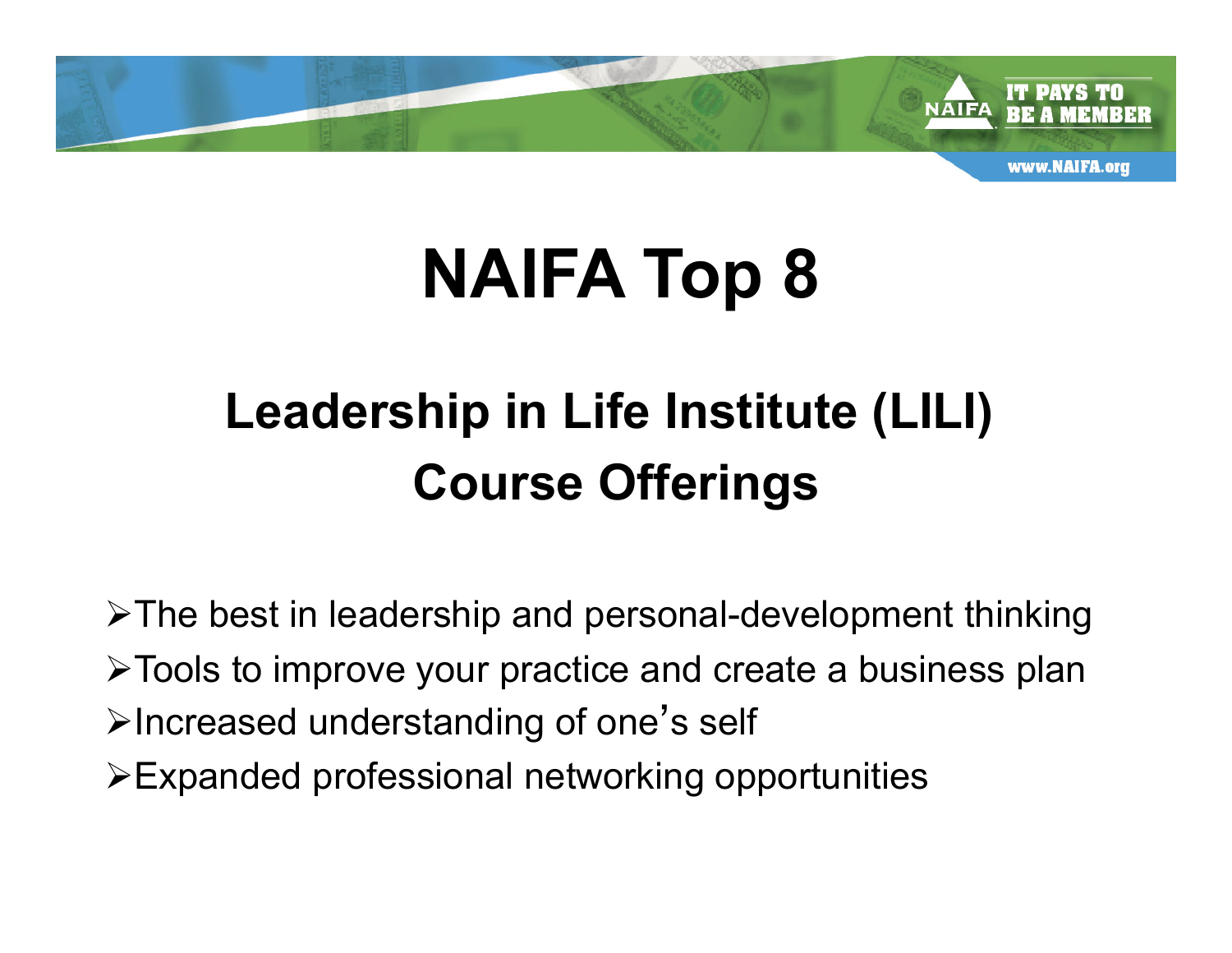# NAIFA Top 8

## Leadership in Life Institute (LILI) Course Offerings

- The best in leadership and personal-development thinking
- Tools to improve your practice and create a business plan
- Increased understanding of one's self
- Expanded professional networking opportunities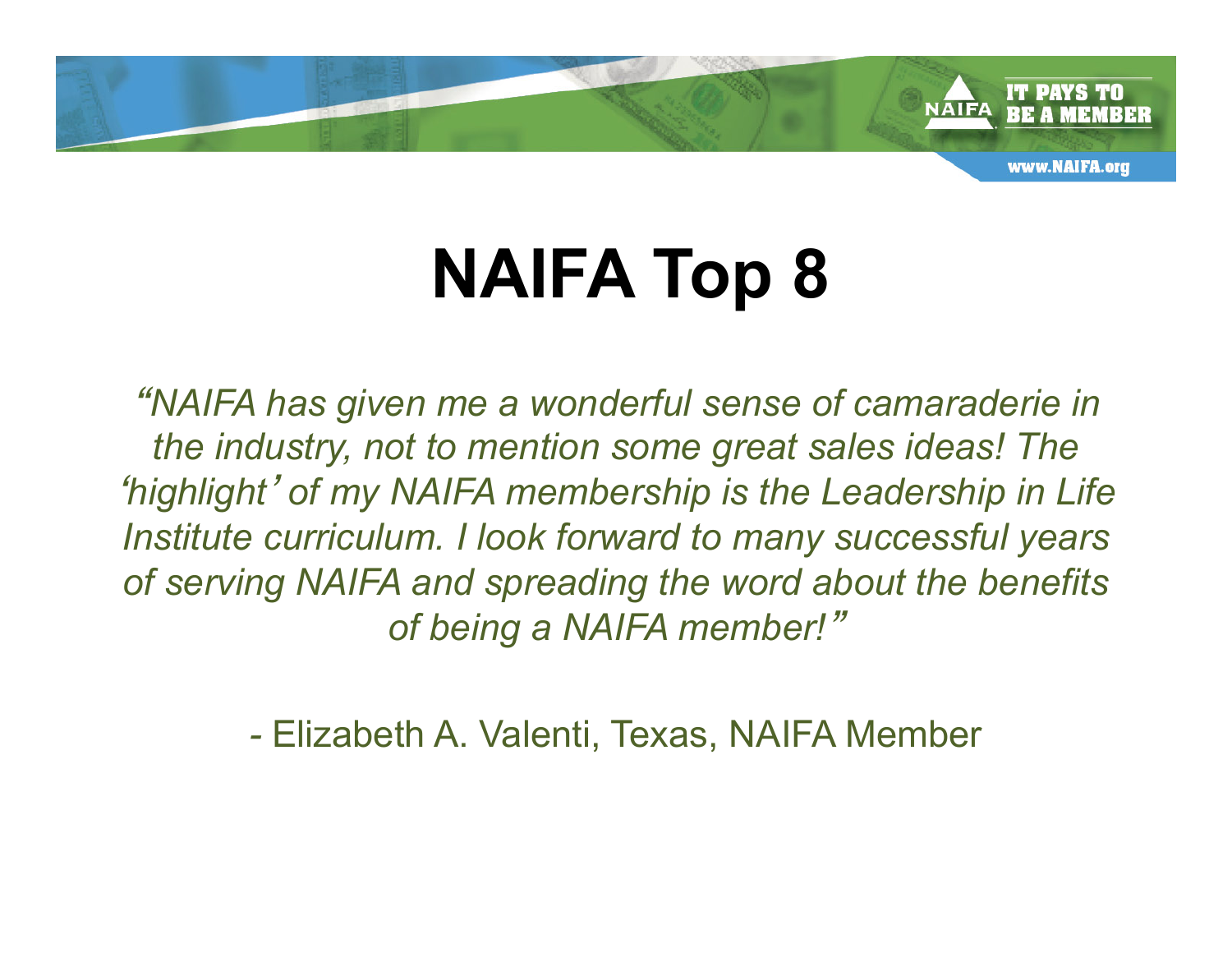# NAIFA Top 8

*"NAIFA has given me a wonderful sense of camaraderie in the industry, not to mention some great sales ideas! The 'highlight' of my NAIFA membership is the Leadership in Life Institute curriculum. I look forward to many successful years of serving NAIFA and spreading the word about the benefits of being a NAIFA member!"*

- Elizabeth A. Valenti, Texas, NAIFA Member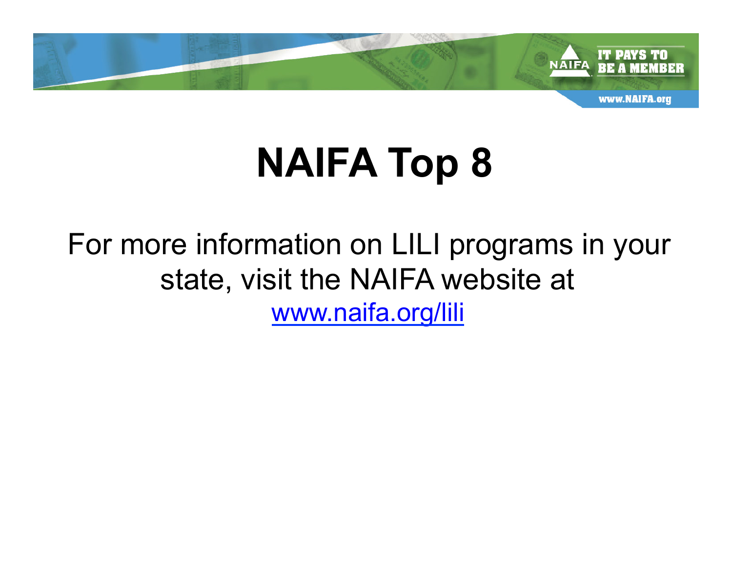# NAIFA Top 8

For more information on LILI programs in your state, visit the NAIFA website at [www.naifa.org/lili](http://www.naifa.org/lili)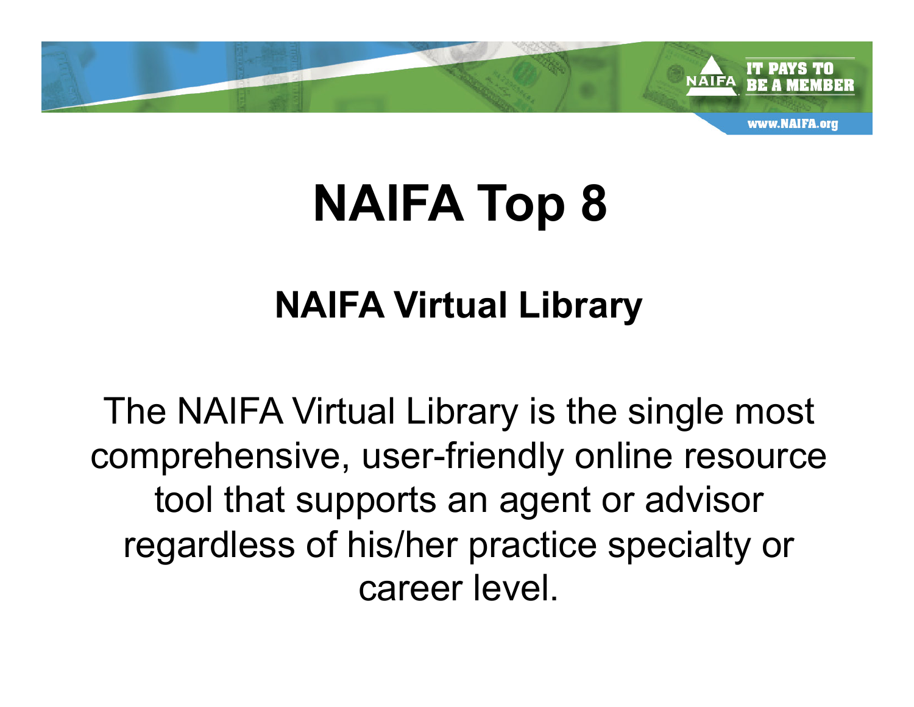# NAIFA Top 8

## NAIFA Virtual Library

The NAIFA Virtual Library is the single most comprehensive, user-friendly online resource tool that supports an agent or advisor regardless of his/her practice specialty or career level.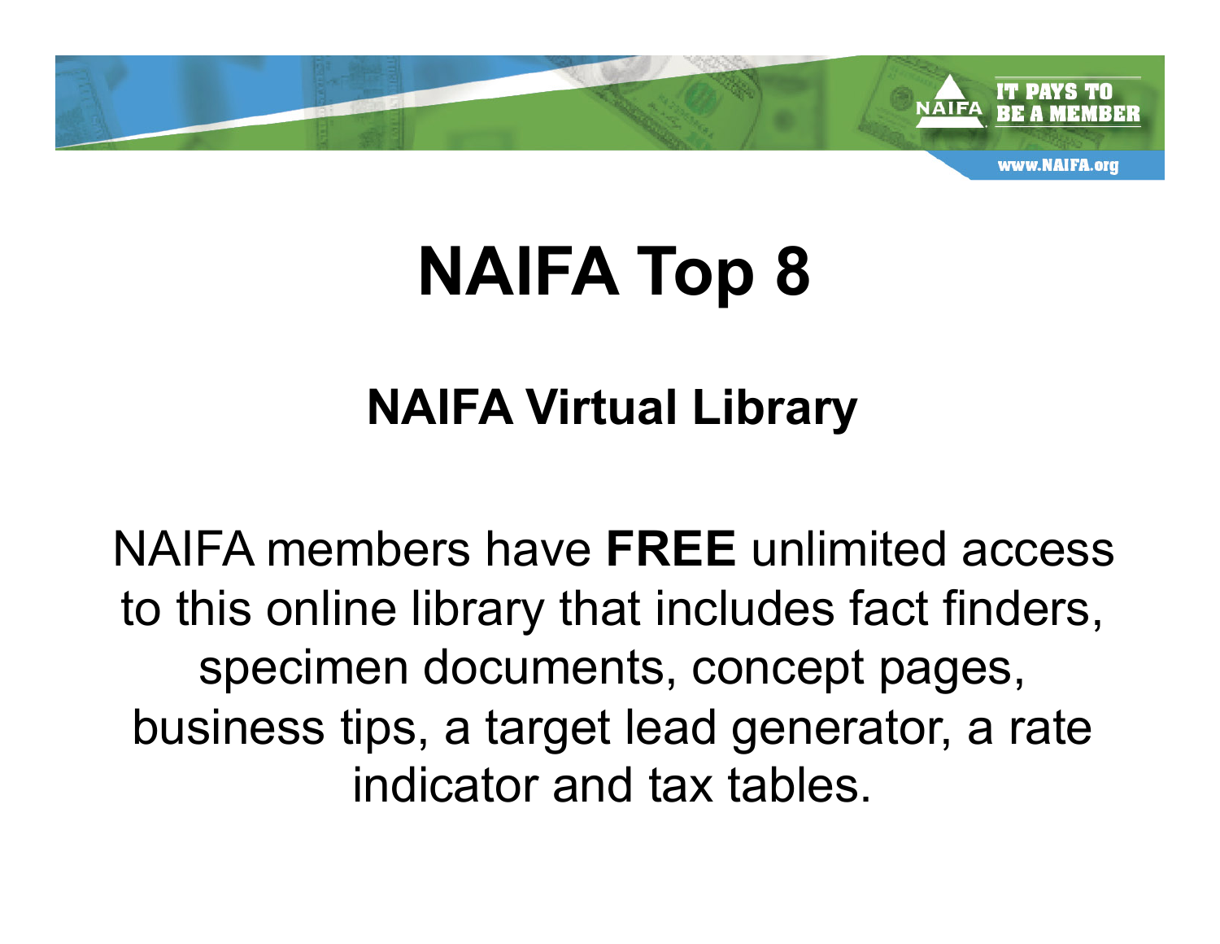# NAIFA Top 8

## NAIFA Virtual Library

NAIFA members have **FREE** unlimited access to this online library that includes fact finders, specimen documents, concept pages, business tips, a target lead generator, a rate indicator and tax tables.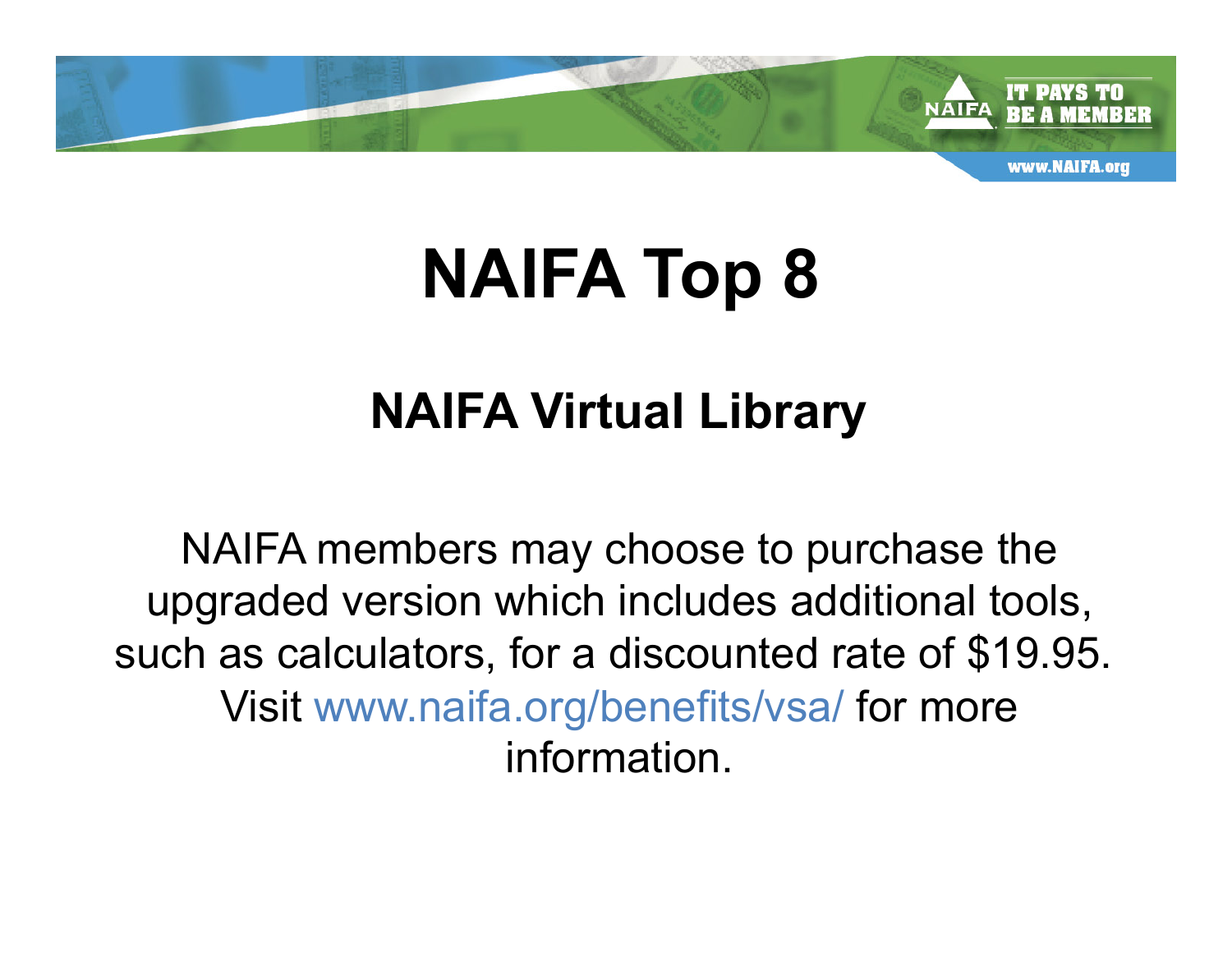# NAIFA Top 8

## NAIFA Virtual Library

NAIFA members may choose to purchase the upgraded version which includes additional tools, such as calculators, for a discounted rate of $19.95. Visit www.naifa.org/benefits/vsa/ for more information.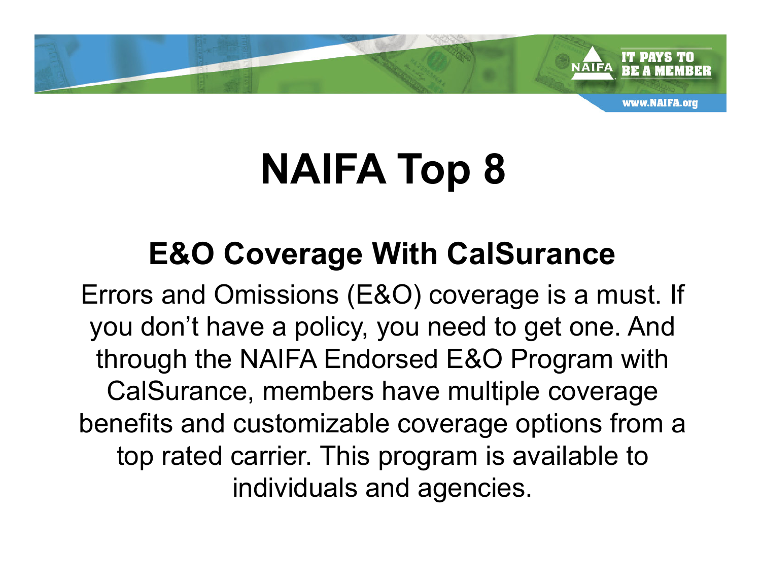# NAIFA Top 8

## E&O Coverage With CalSurance

Errors and Omissions (E&O) coverage is a must. If you don't have a policy, you need to get one. And through the NAIFA Endorsed E&O Program with CalSurance, members have multiple coverage benefits and customizable coverage options from a top rated carrier. This program is available to individuals and agencies.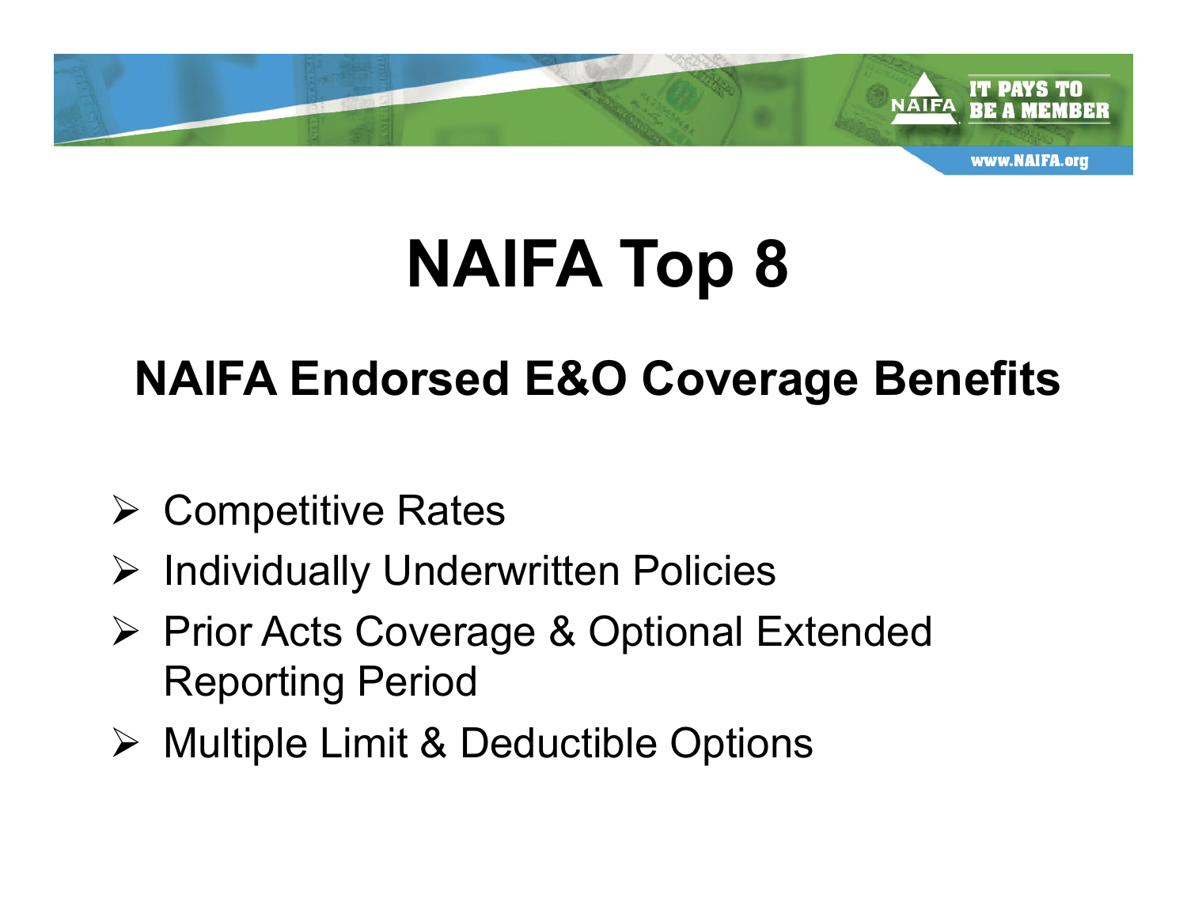# NAIFA Top 8

## NAIFA Endorsed E&O Coverage Benefits

- Competitive Rates
- Individually Underwritten Policies
- Prior Acts Coverage & Optional Extended Reporting Period
- Multiple Limit & Deductible Options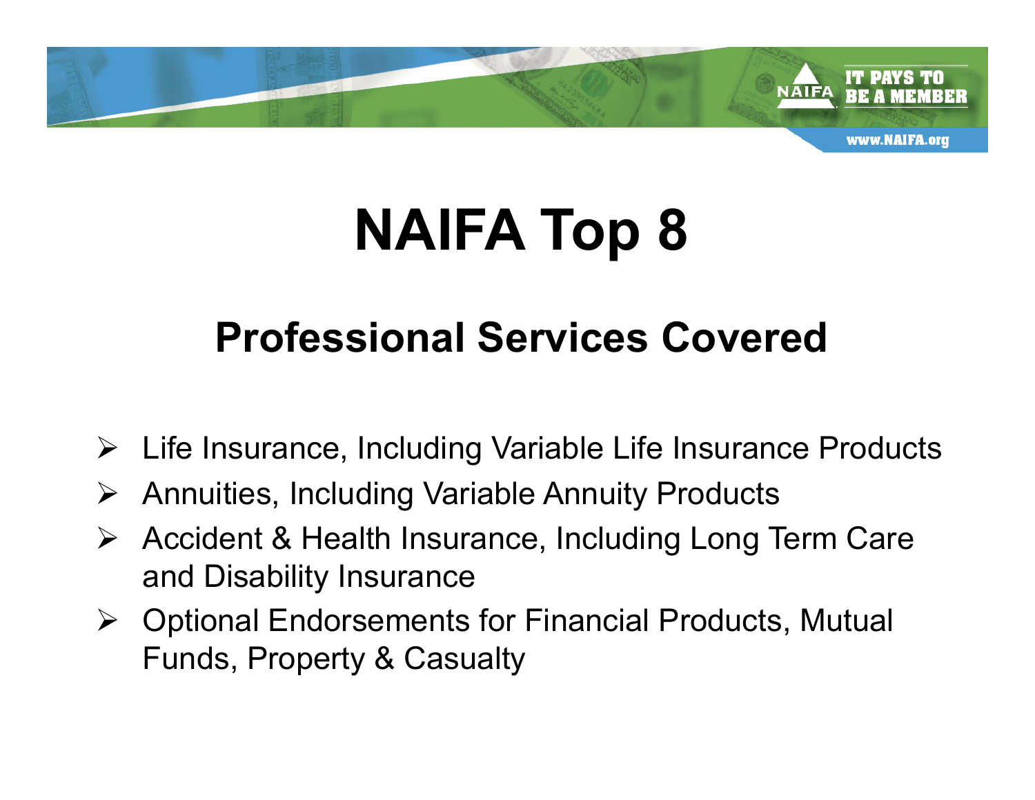# NAIFA Top 8

## Professional Services Covered

- Life Insurance, Including Variable Life Insurance Products
- Annuities, Including Variable Annuity Products
- Accident & Health Insurance, Including Long Term Care and Disability Insurance
- Optional Endorsements for Financial Products, Mutual Funds, Property & Casualty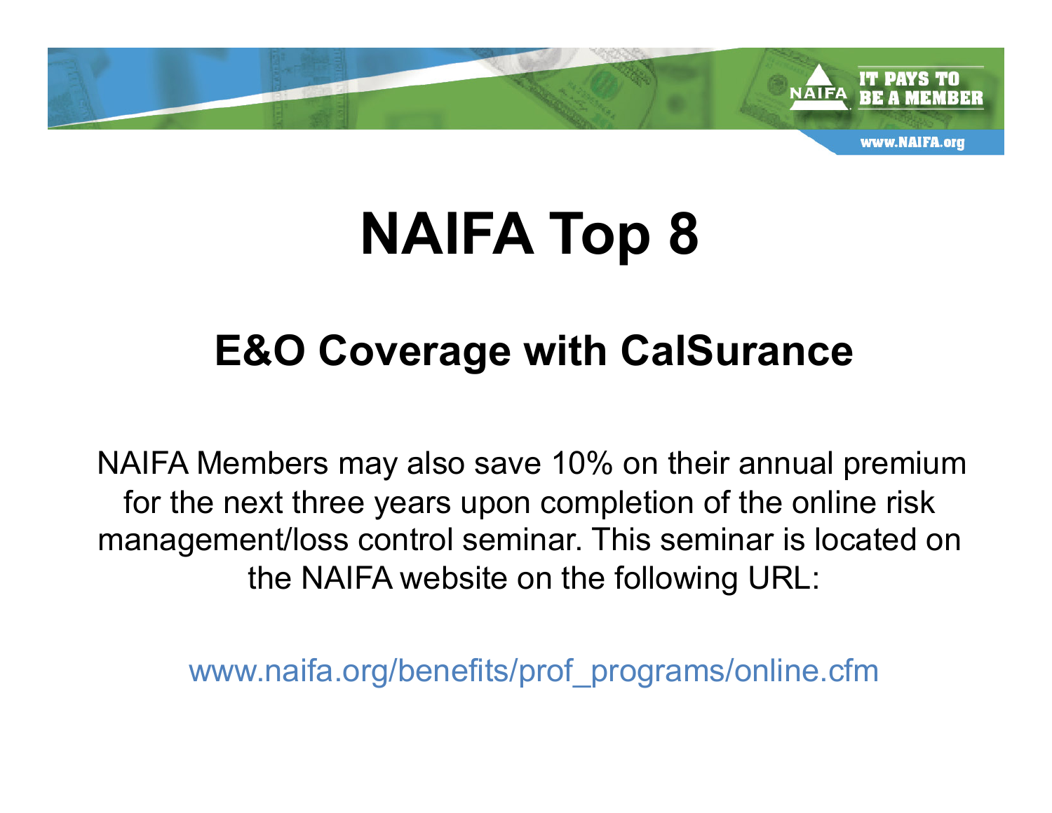# NAIFA Top 8

## E&O Coverage with CalSurance

NAIFA Members may also save 10% on their annual premium for the next three years upon completion of the online risk management/loss control seminar. This seminar is located on the NAIFA website on the following URL:

www.naifa.org/benefits/prof_programs/online.cfm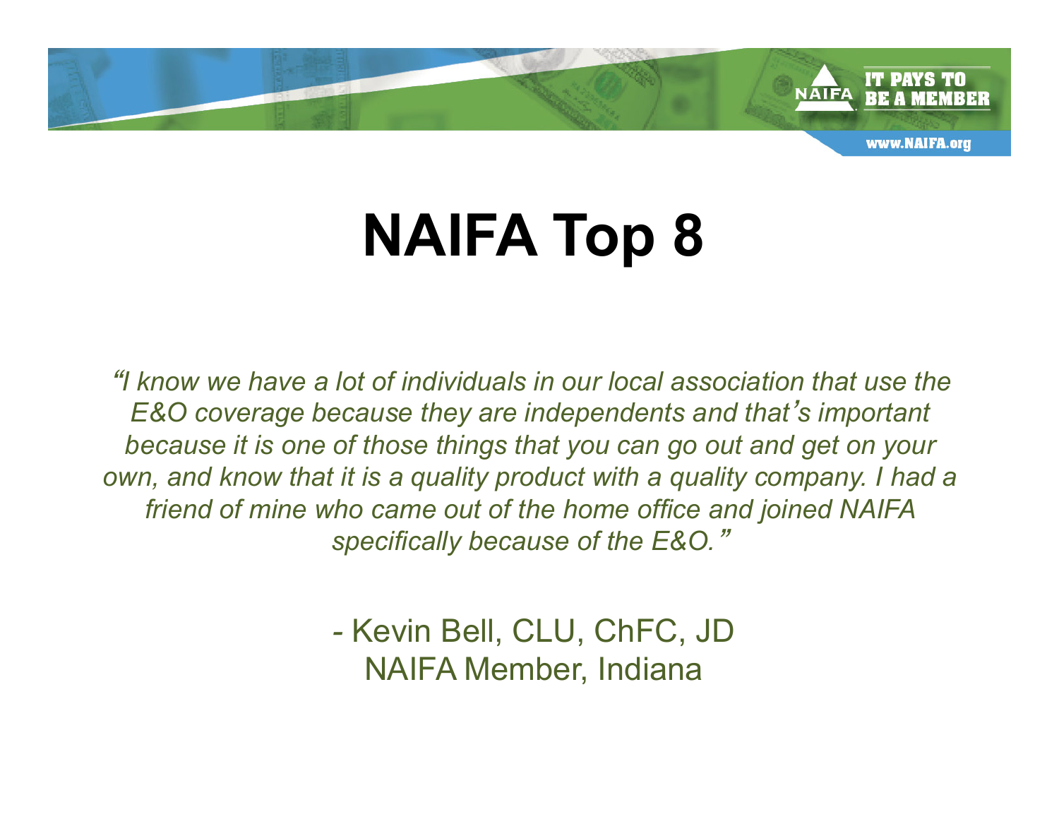# NAIFA Top 8

*"I know we have a lot of individuals in our local association that use the E&O coverage because they are independents and that's important because it is one of those things that you can go out and get on your own, and know that it is a quality product with a quality company. I had a friend of mine who came out of the home office and joined NAIFA specifically because of the E&O."*

- Kevin Bell, CLU, ChFC, JD
NAIFA Member, Indiana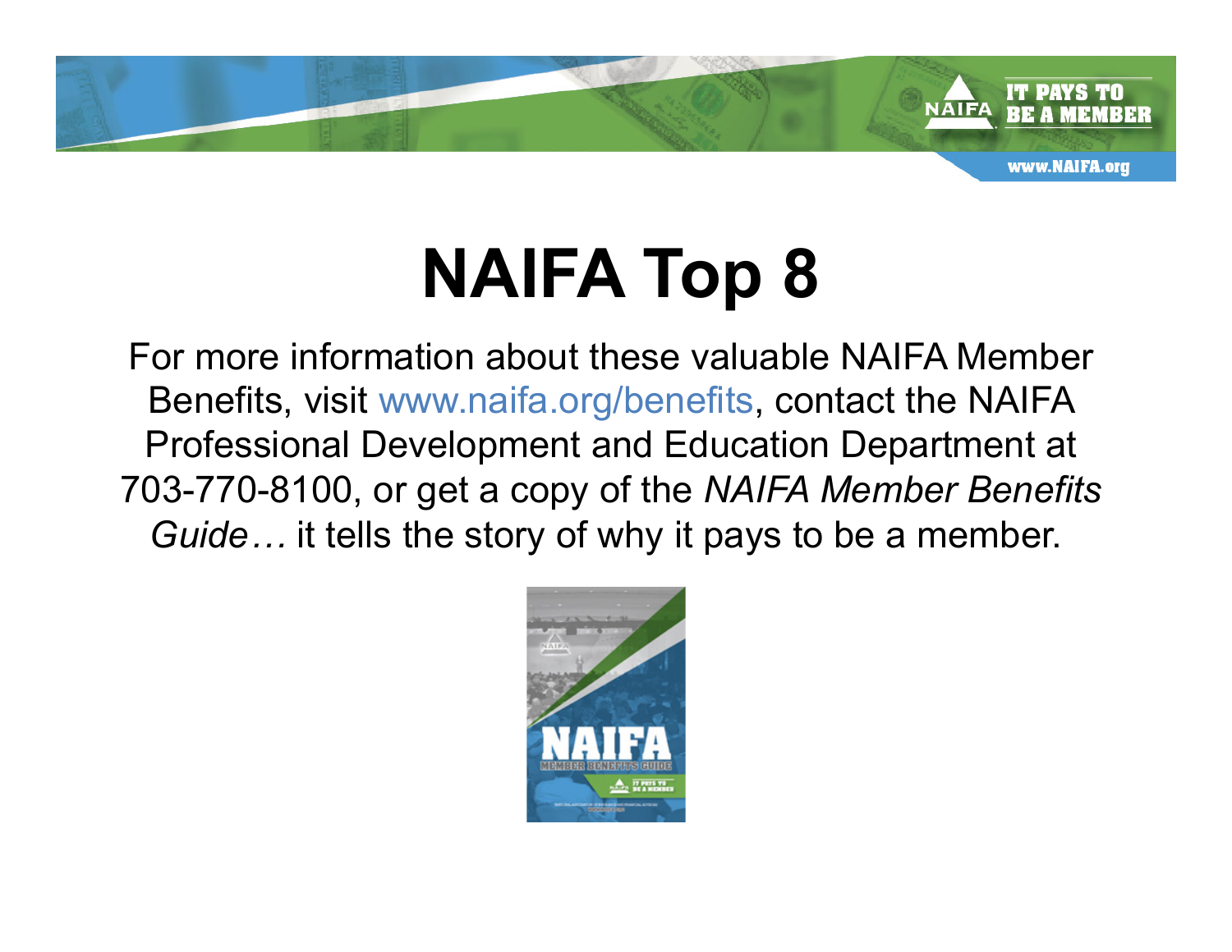# NAIFA Top 8

For more information about these valuable NAIFA Member Benefits, visit www.naifa.org/benefits, contact the NAIFA Professional Development and Education Department at 703-770-8100, or get a copy of the *NAIFA Member Benefits Guide…* it tells the story of why it pays to be a member.